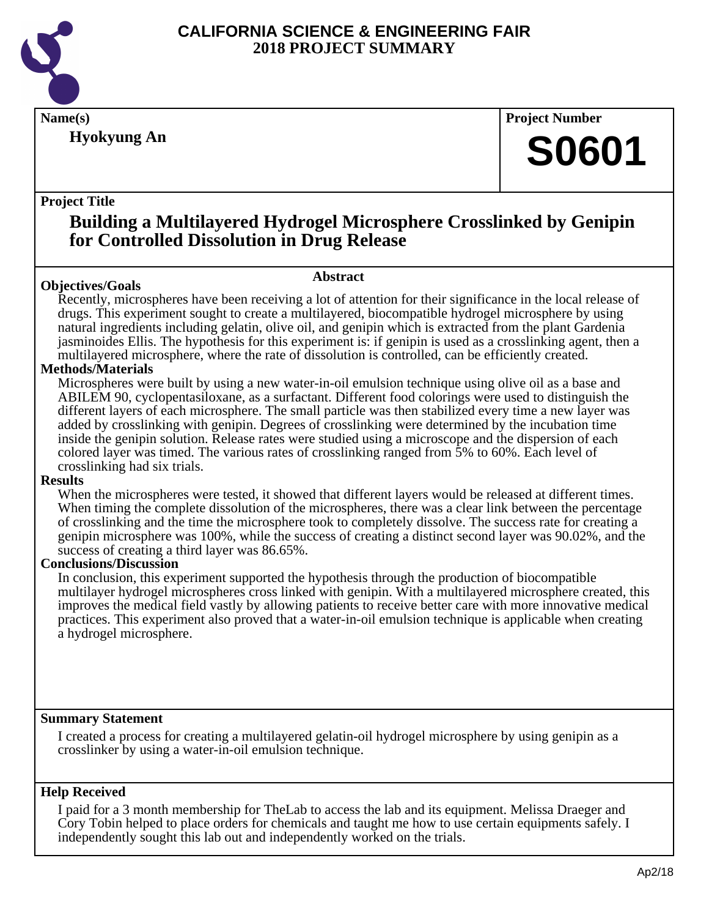# CALIFORNIA SCIENCE & ENGINEERING FAIR
## 2018 PROJECT SUMMARY

**Name(s)**

**Hyokyung An**

**Project Number**

**S0601**

**Project Title**

## Building a Multilayered Hydrogel Microsphere Crosslinked by Genipin for Controlled Dissolution in Drug Release

### Abstract

**Objectives/Goals**

Recently, microspheres have been receiving a lot of attention for their significance in the local release of drugs. This experiment sought to create a multilayered, biocompatible hydrogel microsphere by using natural ingredients including gelatin, olive oil, and genipin which is extracted from the plant Gardenia jasminoides Ellis. The hypothesis for this experiment is: if genipin is used as a crosslinking agent, then a multilayered microsphere, where the rate of dissolution is controlled, can be efficiently created.

**Methods/Materials**

Microspheres were built by using a new water-in-oil emulsion technique using olive oil as a base and ABILEM 90, cyclopentasiloxane, as a surfactant. Different food colorings were used to distinguish the different layers of each microsphere. The small particle was then stabilized every time a new layer was added by crosslinking with genipin. Degrees of crosslinking were determined by the incubation time inside the genipin solution. Release rates were studied using a microscope and the dispersion of each colored layer was timed. The various rates of crosslinking ranged from 5% to 60%. Each level of crosslinking had six trials.

**Results**

When the microspheres were tested, it showed that different layers would be released at different times. When timing the complete dissolution of the microspheres, there was a clear link between the percentage of crosslinking and the time the microsphere took to completely dissolve. The success rate for creating a genipin microsphere was 100%, while the success of creating a distinct second layer was 90.02%, and the success of creating a third layer was 86.65%.

**Conclusions/Discussion**

In conclusion, this experiment supported the hypothesis through the production of biocompatible multilayer hydrogel microspheres cross linked with genipin. With a multilayered microsphere created, this improves the medical field vastly by allowing patients to receive better care with more innovative medical practices. This experiment also proved that a water-in-oil emulsion technique is applicable when creating a hydrogel microsphere.

**Summary Statement**

I created a process for creating a multilayered gelatin-oil hydrogel microsphere by using genipin as a crosslinker by using a water-in-oil emulsion technique.

**Help Received**

I paid for a 3 month membership for TheLab to access the lab and its equipment. Melissa Draeger and Cory Tobin helped to place orders for chemicals and taught me how to use certain equipments safely. I independently sought this lab out and independently worked on the trials.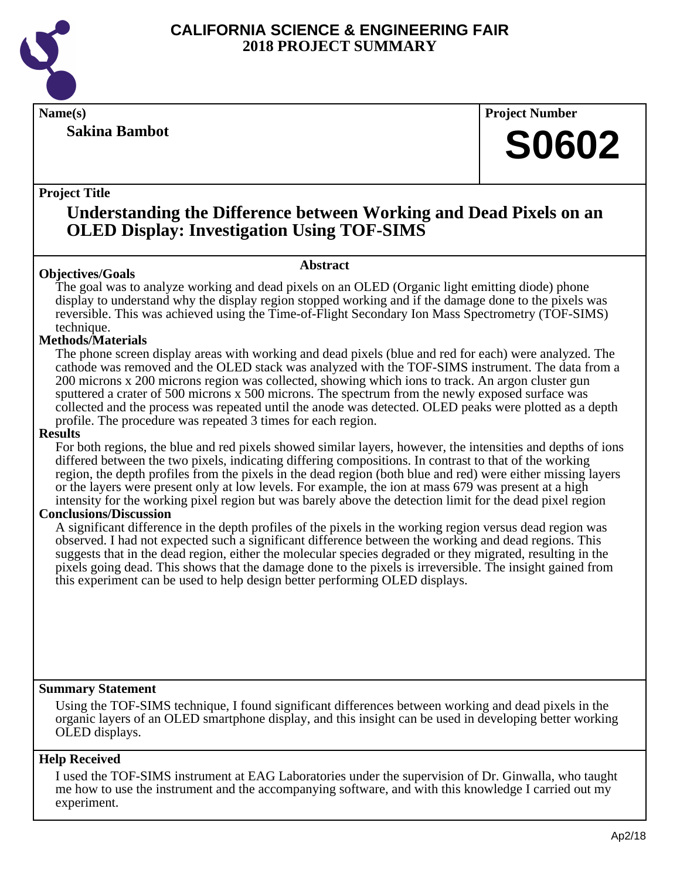# CALIFORNIA SCIENCE & ENGINEERING FAIR
## 2018 PROJECT SUMMARY

**Name(s)**

**Sakina Bambot**

**Project Number**

**S0602**

**Project Title**

## Understanding the Difference between Working and Dead Pixels on an OLED Display: Investigation Using TOF-SIMS

### Abstract

**Objectives/Goals**

The goal was to analyze working and dead pixels on an OLED (Organic light emitting diode) phone display to understand why the display region stopped working and if the damage done to the pixels was reversible. This was achieved using the Time-of-Flight Secondary Ion Mass Spectrometry (TOF-SIMS) technique.

**Methods/Materials**

The phone screen display areas with working and dead pixels (blue and red for each) were analyzed. The cathode was removed and the OLED stack was analyzed with the TOF-SIMS instrument. The data from a 200 microns x 200 microns region was collected, showing which ions to track. An argon cluster gun sputtered a crater of 500 microns x 500 microns. The spectrum from the newly exposed surface was collected and the process was repeated until the anode was detected. OLED peaks were plotted as a depth profile. The procedure was repeated 3 times for each region.

**Results**

For both regions, the blue and red pixels showed similar layers, however, the intensities and depths of ions differed between the two pixels, indicating differing compositions. In contrast to that of the working region, the depth profiles from the pixels in the dead region (both blue and red) were either missing layers or the layers were present only at low levels. For example, the ion at mass 679 was present at a high intensity for the working pixel region but was barely above the detection limit for the dead pixel region

**Conclusions/Discussion**

A significant difference in the depth profiles of the pixels in the working region versus dead region was observed. I had not expected such a significant difference between the working and dead regions. This suggests that in the dead region, either the molecular species degraded or they migrated, resulting in the pixels going dead. This shows that the damage done to the pixels is irreversible. The insight gained from this experiment can be used to help design better performing OLED displays.

**Summary Statement**

Using the TOF-SIMS technique, I found significant differences between working and dead pixels in the organic layers of an OLED smartphone display, and this insight can be used in developing better working OLED displays.

**Help Received**

I used the TOF-SIMS instrument at EAG Laboratories under the supervision of Dr. Ginwalla, who taught me how to use the instrument and the accompanying software, and with this knowledge I carried out my experiment.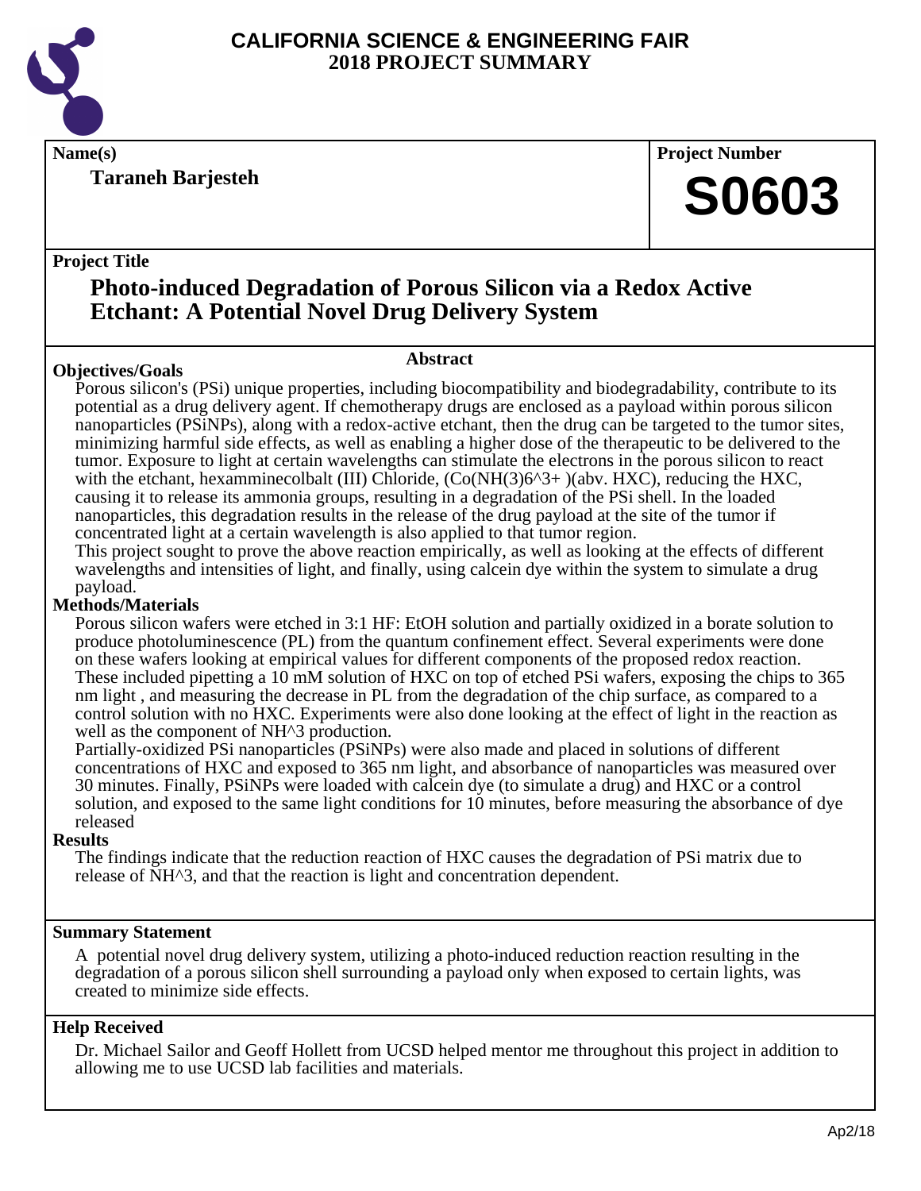# CALIFORNIA SCIENCE & ENGINEERING FAIR
# 2018 PROJECT SUMMARY

**Name(s)**

**Taraneh Barjesteh**

**Project Number**

**S0603**

**Project Title**

## Photo-induced Degradation of Porous Silicon via a Redox Active Etchant: A Potential Novel Drug Delivery System

### Abstract

**Objectives/Goals**

Porous silicon's (PSi) unique properties, including biocompatibility and biodegradability, contribute to its potential as a drug delivery agent. If chemotherapy drugs are enclosed as a payload within porous silicon nanoparticles (PSiNPs), along with a redox-active etchant, then the drug can be targeted to the tumor sites, minimizing harmful side effects, as well as enabling a higher dose of the therapeutic to be delivered to the tumor. Exposure to light at certain wavelengths can stimulate the electrons in the porous silicon to react with the etchant, hexamminecolbalt (III) Chloride, (Co(NH(3)6^3+ )(abv. HXC), reducing the HXC, causing it to release its ammonia groups, resulting in a degradation of the PSi shell. In the loaded nanoparticles, this degradation results in the release of the drug payload at the site of the tumor if concentrated light at a certain wavelength is also applied to that tumor region.

This project sought to prove the above reaction empirically, as well as looking at the effects of different wavelengths and intensities of light, and finally, using calcein dye within the system to simulate a drug payload.

**Methods/Materials**

Porous silicon wafers were etched in 3:1 HF: EtOH solution and partially oxidized in a borate solution to produce photoluminescence (PL) from the quantum confinement effect. Several experiments were done on these wafers looking at empirical values for different components of the proposed redox reaction. These included pipetting a 10 mM solution of HXC on top of etched PSi wafers, exposing the chips to 365 nm light , and measuring the decrease in PL from the degradation of the chip surface, as compared to a control solution with no HXC. Experiments were also done looking at the effect of light in the reaction as well as the component of NH^3 production.

Partially-oxidized PSi nanoparticles (PSiNPs) were also made and placed in solutions of different concentrations of HXC and exposed to 365 nm light, and absorbance of nanoparticles was measured over 30 minutes. Finally, PSiNPs were loaded with calcein dye (to simulate a drug) and HXC or a control solution, and exposed to the same light conditions for 10 minutes, before measuring the absorbance of dye released

**Results**

The findings indicate that the reduction reaction of HXC causes the degradation of PSi matrix due to release of NH^3, and that the reaction is light and concentration dependent.

**Summary Statement**

A potential novel drug delivery system, utilizing a photo-induced reduction reaction resulting in the degradation of a porous silicon shell surrounding a payload only when exposed to certain lights, was created to minimize side effects.

**Help Received**

Dr. Michael Sailor and Geoff Hollett from UCSD helped mentor me throughout this project in addition to allowing me to use UCSD lab facilities and materials.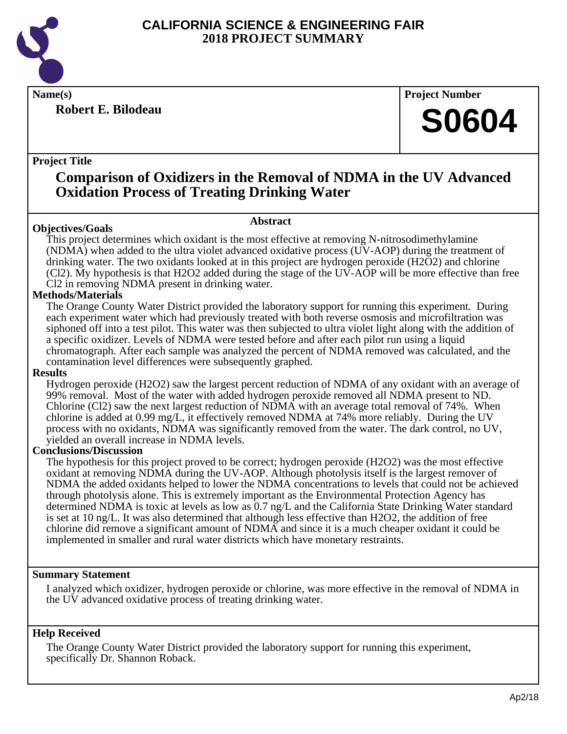# CALIFORNIA SCIENCE & ENGINEERING FAIR 2018 PROJECT SUMMARY

**Name(s)**

**Robert E. Bilodeau**

**Project Number**

**S0604**

**Project Title**

## Comparison of Oxidizers in the Removal of NDMA in the UV Advanced Oxidation Process of Treating Drinking Water

### Abstract

**Objectives/Goals**

This project determines which oxidant is the most effective at removing N-nitrosodimethylamine (NDMA) when added to the ultra violet advanced oxidative process (UV-AOP) during the treatment of drinking water. The two oxidants looked at in this project are hydrogen peroxide ($H_2O_2$) and chlorine ($Cl_2$). My hypothesis is that $H_2O_2$ added during the stage of the UV-AOP will be more effective than free $Cl_2$ in removing NDMA present in drinking water.

**Methods/Materials**

The Orange County Water District provided the laboratory support for running this experiment. During each experiment water which had previously treated with both reverse osmosis and microfiltration was siphoned off into a test pilot. This water was then subjected to ultra violet light along with the addition of a specific oxidizer. Levels of NDMA were tested before and after each pilot run using a liquid chromatograph. After each sample was analyzed the percent of NDMA removed was calculated, and the contamination level differences were subsequently graphed.

**Results**

Hydrogen peroxide ($H_2O_2$) saw the largest percent reduction of NDMA of any oxidant with an average of 99% removal. Most of the water with added hydrogen peroxide removed all NDMA present to ND. Chlorine ($Cl_2$) saw the next largest reduction of NDMA with an average total removal of 74%. When chlorine is added at 0.99 mg/L, it effectively removed NDMA at 74% more reliably. During the UV process with no oxidants, NDMA was significantly removed from the water. The dark control, no UV, yielded an overall increase in NDMA levels.

**Conclusions/Discussion**

The hypothesis for this project proved to be correct; hydrogen peroxide ($H_2O_2$) was the most effective oxidant at removing NDMA during the UV-AOP. Although photolysis itself is the largest remover of NDMA the added oxidants helped to lower the NDMA concentrations to levels that could not be achieved through photolysis alone. This is extremely important as the Environmental Protection Agency has determined NDMA is toxic at levels as low as 0.7 ng/L and the California State Drinking Water standard is set at 10 ng/L. It was also determined that although less effective than $H_2O_2$, the addition of free chlorine did remove a significant amount of NDMA and since it is a much cheaper oxidant it could be implemented in smaller and rural water districts which have monetary restraints.

**Summary Statement**

I analyzed which oxidizer, hydrogen peroxide or chlorine, was more effective in the removal of NDMA in the UV advanced oxidative process of treating drinking water.

**Help Received**

The Orange County Water District provided the laboratory support for running this experiment, specifically Dr. Shannon Roback.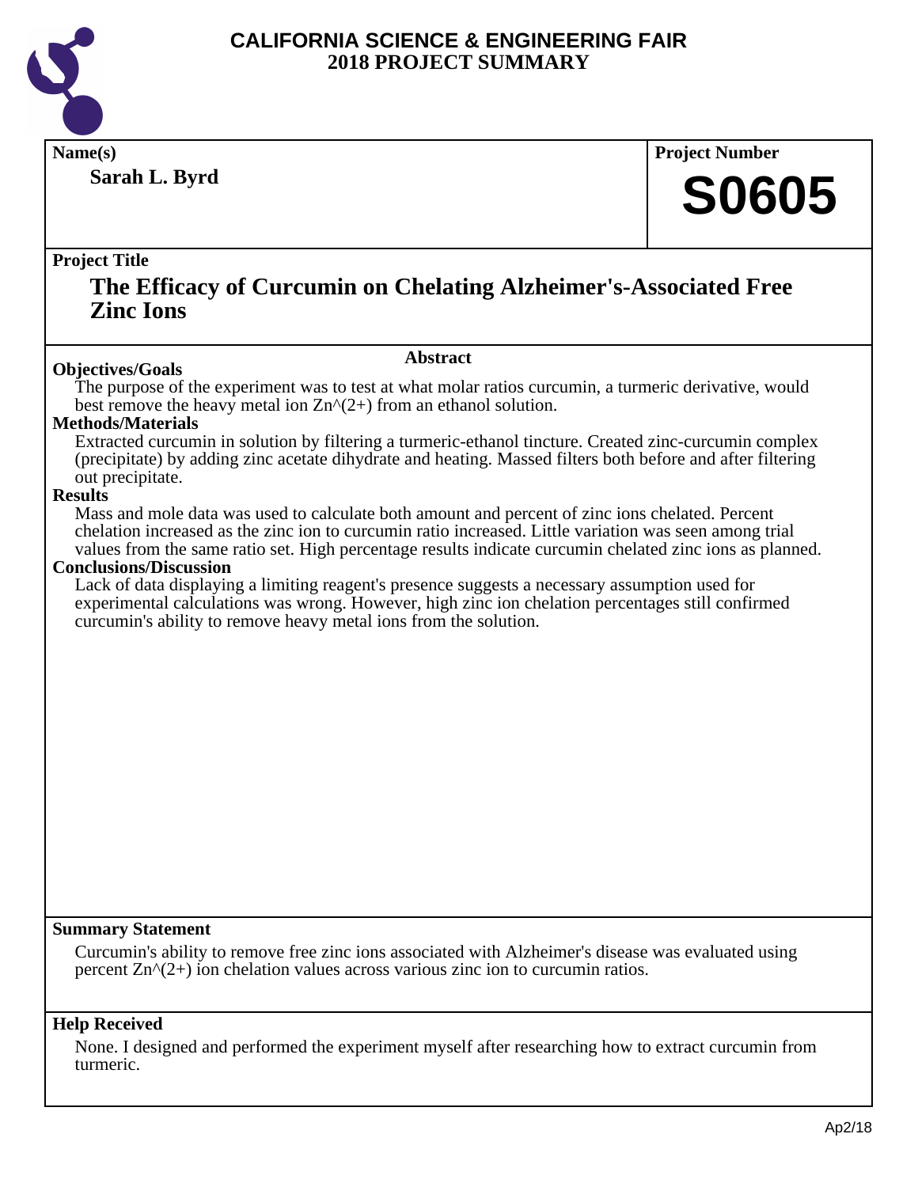# CALIFORNIA SCIENCE & ENGINEERING FAIR
# 2018 PROJECT SUMMARY

**Name(s)**

**Sarah L. Byrd**

**Project Number**

**S0605**

**Project Title**

## The Efficacy of Curcumin on Chelating Alzheimer's-Associated Free Zinc Ions

### Abstract

**Objectives/Goals**

The purpose of the experiment was to test at what molar ratios curcumin, a turmeric derivative, would best remove the heavy metal ion $Zn^{2+}$ from an ethanol solution.

**Methods/Materials**

Extracted curcumin in solution by filtering a turmeric-ethanol tincture. Created zinc-curcumin complex (precipitate) by adding zinc acetate dihydrate and heating. Massed filters both before and after filtering out precipitate.

**Results**

Mass and mole data was used to calculate both amount and percent of zinc ions chelated. Percent chelation increased as the zinc ion to curcumin ratio increased. Little variation was seen among trial values from the same ratio set. High percentage results indicate curcumin chelated zinc ions as planned.

**Conclusions/Discussion**

Lack of data displaying a limiting reagent's presence suggests a necessary assumption used for experimental calculations was wrong. However, high zinc ion chelation percentages still confirmed curcumin's ability to remove heavy metal ions from the solution.

**Summary Statement**

Curcumin's ability to remove free zinc ions associated with Alzheimer's disease was evaluated using percent $Zn^{2+}$ ion chelation values across various zinc ion to curcumin ratios.

**Help Received**

None. I designed and performed the experiment myself after researching how to extract curcumin from turmeric.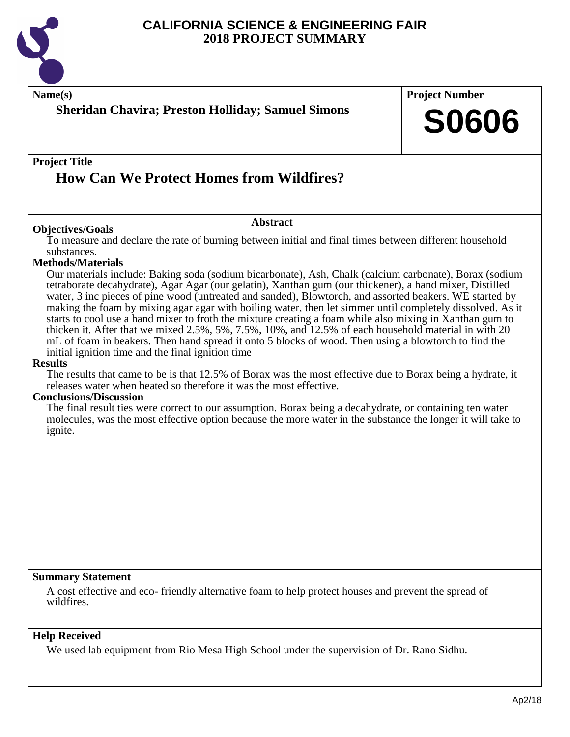# CALIFORNIA SCIENCE & ENGINEERING FAIR
## 2018 PROJECT SUMMARY

**Name(s)**

**Sheridan Chavira; Preston Holliday; Samuel Simons**

**Project Number**

**S0606**

**Project Title**

## How Can We Protect Homes from Wildfires?

### Abstract

**Objectives/Goals**

To measure and declare the rate of burning between initial and final times between different household substances.

**Methods/Materials**

Our materials include: Baking soda (sodium bicarbonate), Ash, Chalk (calcium carbonate), Borax (sodium tetraborate decahydrate), Agar Agar (our gelatin), Xanthan gum (our thickener), a hand mixer, Distilled water, 3 inc pieces of pine wood (untreated and sanded), Blowtorch, and assorted beakers. WE started by making the foam by mixing agar agar with boiling water, then let simmer until completely dissolved. As it starts to cool use a hand mixer to froth the mixture creating a foam while also mixing in Xanthan gum to thicken it. After that we mixed 2.5%, 5%, 7.5%, 10%, and 12.5% of each household material in with 20 mL of foam in beakers. Then hand spread it onto 5 blocks of wood. Then using a blowtorch to find the initial ignition time and the final ignition time

**Results**

The results that came to be is that 12.5% of Borax was the most effective due to Borax being a hydrate, it releases water when heated so therefore it was the most effective.

**Conclusions/Discussion**

The final result ties were correct to our assumption. Borax being a decahydrate, or containing ten water molecules, was the most effective option because the more water in the substance the longer it will take to ignite.

**Summary Statement**

A cost effective and eco- friendly alternative foam to help protect houses and prevent the spread of wildfires.

**Help Received**

We used lab equipment from Rio Mesa High School under the supervision of Dr. Rano Sidhu.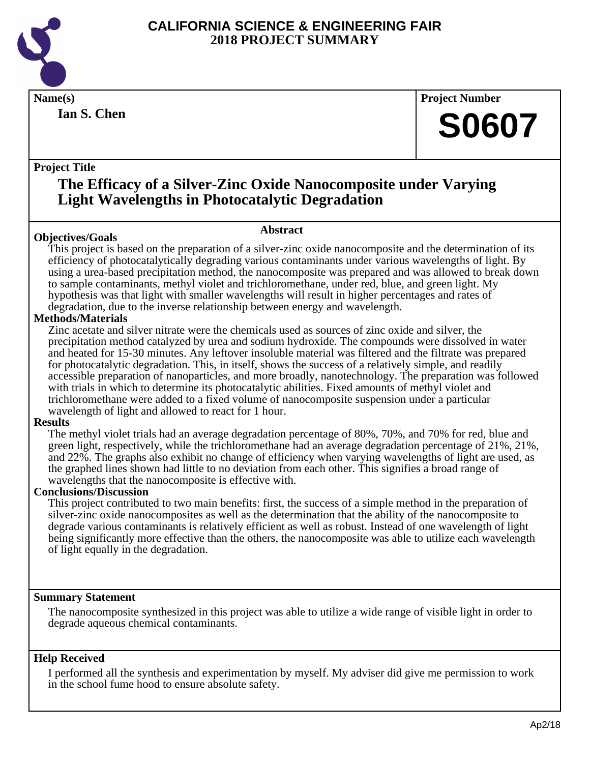# CALIFORNIA SCIENCE & ENGINEERING FAIR
## 2018 PROJECT SUMMARY

**Name(s)**

**Ian S. Chen**

**Project Number**

**S0607**

**Project Title**

## The Efficacy of a Silver-Zinc Oxide Nanocomposite under Varying Light Wavelengths in Photocatalytic Degradation

### Abstract

**Objectives/Goals**

This project is based on the preparation of a silver-zinc oxide nanocomposite and the determination of its efficiency of photocatalytically degrading various contaminants under various wavelengths of light. By using a urea-based precipitation method, the nanocomposite was prepared and was allowed to break down to sample contaminants, methyl violet and trichloromethane, under red, blue, and green light. My hypothesis was that light with smaller wavelengths will result in higher percentages and rates of degradation, due to the inverse relationship between energy and wavelength.

**Methods/Materials**

Zinc acetate and silver nitrate were the chemicals used as sources of zinc oxide and silver, the precipitation method catalyzed by urea and sodium hydroxide. The compounds were dissolved in water and heated for 15-30 minutes. Any leftover insoluble material was filtered and the filtrate was prepared for photocatalytic degradation. This, in itself, shows the success of a relatively simple, and readily accessible preparation of nanoparticles, and more broadly, nanotechnology. The preparation was followed with trials in which to determine its photocatalytic abilities. Fixed amounts of methyl violet and trichloromethane were added to a fixed volume of nanocomposite suspension under a particular wavelength of light and allowed to react for 1 hour.

**Results**

The methyl violet trials had an average degradation percentage of 80%, 70%, and 70% for red, blue and green light, respectively, while the trichloromethane had an average degradation percentage of 21%, 21%, and 22%. The graphs also exhibit no change of efficiency when varying wavelengths of light are used, as the graphed lines shown had little to no deviation from each other. This signifies a broad range of wavelengths that the nanocomposite is effective with.

**Conclusions/Discussion**

This project contributed to two main benefits: first, the success of a simple method in the preparation of silver-zinc oxide nanocomposites as well as the determination that the ability of the nanocomposite to degrade various contaminants is relatively efficient as well as robust. Instead of one wavelength of light being significantly more effective than the others, the nanocomposite was able to utilize each wavelength of light equally in the degradation.

**Summary Statement**

The nanocomposite synthesized in this project was able to utilize a wide range of visible light in order to degrade aqueous chemical contaminants.

**Help Received**

I performed all the synthesis and experimentation by myself. My adviser did give me permission to work in the school fume hood to ensure absolute safety.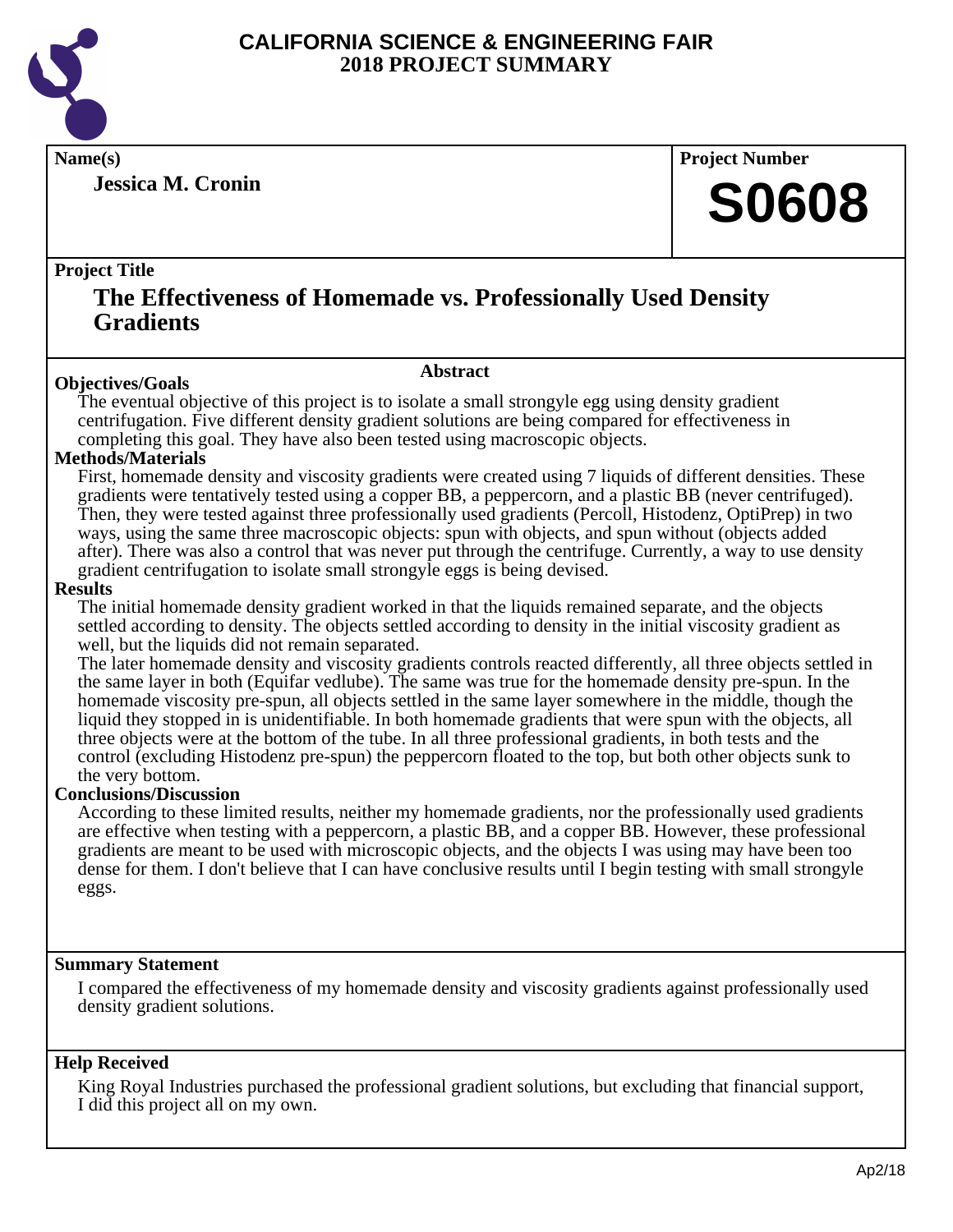# CALIFORNIA SCIENCE & ENGINEERING FAIR
## 2018 PROJECT SUMMARY

**Name(s)**

**Jessica M. Cronin**

**Project Number**

**S0608**

**Project Title**

## The Effectiveness of Homemade vs. Professionally Used Density Gradients

### Abstract

**Objectives/Goals**

The eventual objective of this project is to isolate a small strongyle egg using density gradient centrifugation. Five different density gradient solutions are being compared for effectiveness in completing this goal. They have also been tested using macroscopic objects.

**Methods/Materials**

First, homemade density and viscosity gradients were created using 7 liquids of different densities. These gradients were tentatively tested using a copper BB, a peppercorn, and a plastic BB (never centrifuged). Then, they were tested against three professionally used gradients (Percoll, Histodenz, OptiPrep) in two ways, using the same three macroscopic objects: spun with objects, and spun without (objects added after). There was also a control that was never put through the centrifuge. Currently, a way to use density gradient centrifugation to isolate small strongyle eggs is being devised.

**Results**

The initial homemade density gradient worked in that the liquids remained separate, and the objects settled according to density. The objects settled according to density in the initial viscosity gradient as well, but the liquids did not remain separated.

The later homemade density and viscosity gradients controls reacted differently, all three objects settled in the same layer in both (Equifar vedlube). The same was true for the homemade density pre-spun. In the homemade viscosity pre-spun, all objects settled in the same layer somewhere in the middle, though the liquid they stopped in is unidentifiable. In both homemade gradients that were spun with the objects, all three objects were at the bottom of the tube. In all three professional gradients, in both tests and the control (excluding Histodenz pre-spun) the peppercorn floated to the top, but both other objects sunk to the very bottom.

**Conclusions/Discussion**

According to these limited results, neither my homemade gradients, nor the professionally used gradients are effective when testing with a peppercorn, a plastic BB, and a copper BB. However, these professional gradients are meant to be used with microscopic objects, and the objects I was using may have been too dense for them. I don't believe that I can have conclusive results until I begin testing with small strongyle eggs.

**Summary Statement**

I compared the effectiveness of my homemade density and viscosity gradients against professionally used density gradient solutions.

**Help Received**

King Royal Industries purchased the professional gradient solutions, but excluding that financial support, I did this project all on my own.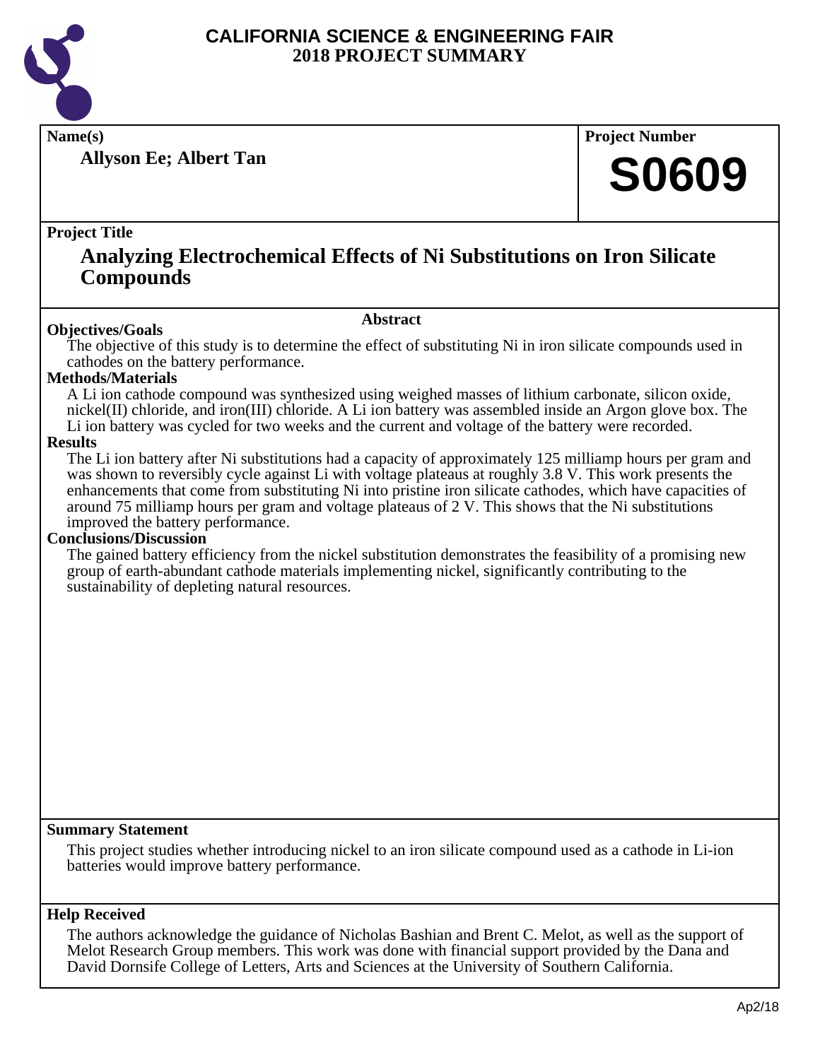# CALIFORNIA SCIENCE & ENGINEERING FAIR
# 2018 PROJECT SUMMARY

**Name(s)**

**Allyson Ee; Albert Tan**

**Project Number**

**S0609**

**Project Title**

## Analyzing Electrochemical Effects of Ni Substitutions on Iron Silicate Compounds

### Abstract

**Objectives/Goals**

The objective of this study is to determine the effect of substituting Ni in iron silicate compounds used in cathodes on the battery performance.

**Methods/Materials**

A Li ion cathode compound was synthesized using weighed masses of lithium carbonate, silicon oxide, nickel(II) chloride, and iron(III) chloride. A Li ion battery was assembled inside an Argon glove box. The Li ion battery was cycled for two weeks and the current and voltage of the battery were recorded.

**Results**

The Li ion battery after Ni substitutions had a capacity of approximately 125 milliamp hours per gram and was shown to reversibly cycle against Li with voltage plateaus at roughly 3.8 V. This work presents the enhancements that come from substituting Ni into pristine iron silicate cathodes, which have capacities of around 75 milliamp hours per gram and voltage plateaus of 2 V. This shows that the Ni substitutions improved the battery performance.

**Conclusions/Discussion**

The gained battery efficiency from the nickel substitution demonstrates the feasibility of a promising new group of earth-abundant cathode materials implementing nickel, significantly contributing to the sustainability of depleting natural resources.

**Summary Statement**

This project studies whether introducing nickel to an iron silicate compound used as a cathode in Li-ion batteries would improve battery performance.

**Help Received**

The authors acknowledge the guidance of Nicholas Bashian and Brent C. Melot, as well as the support of Melot Research Group members. This work was done with financial support provided by the Dana and David Dornsife College of Letters, Arts and Sciences at the University of Southern California.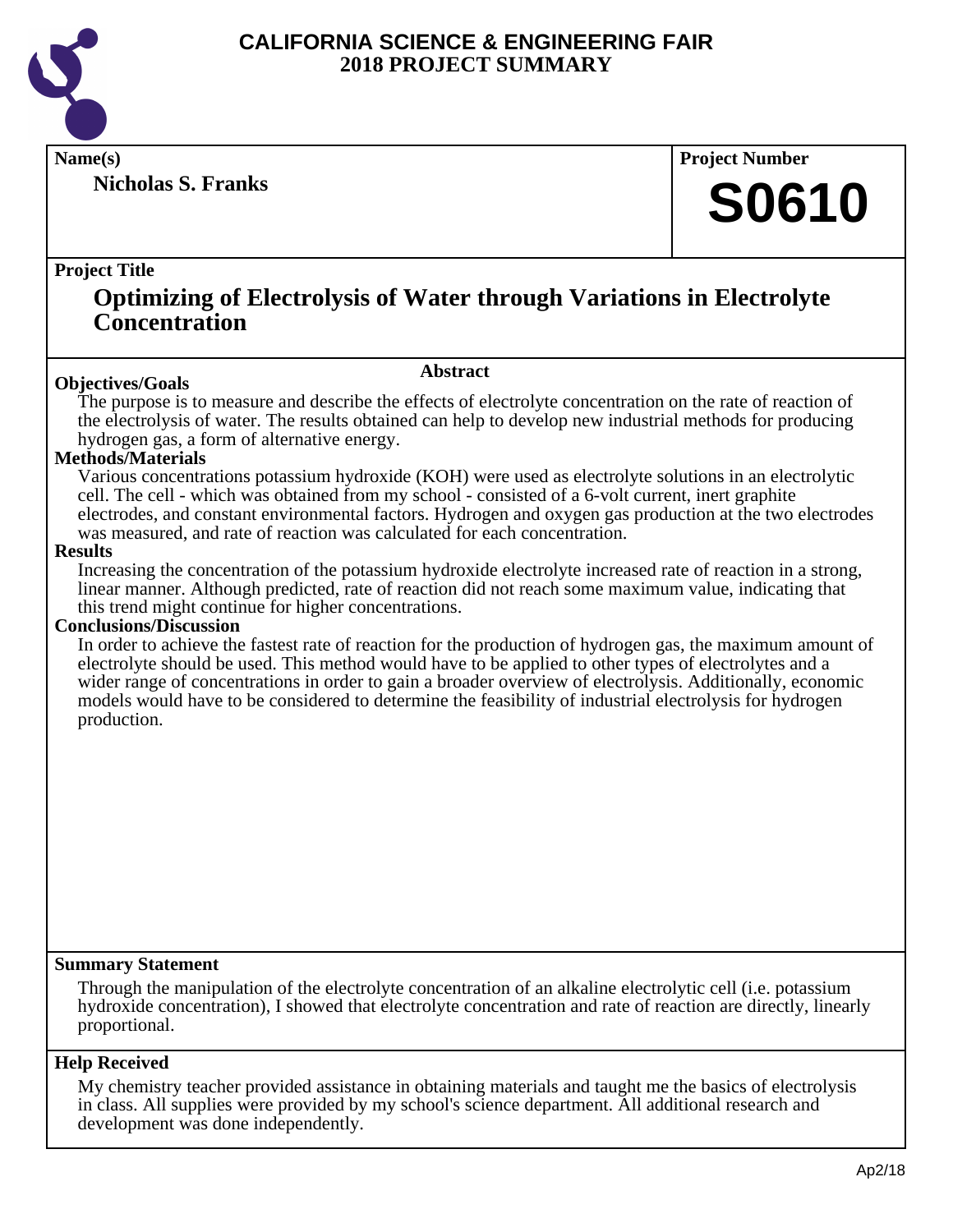# CALIFORNIA SCIENCE & ENGINEERING FAIR
## 2018 PROJECT SUMMARY

**Name(s)**

**Nicholas S. Franks**

**Project Number**

**S0610**

**Project Title**

## Optimizing of Electrolysis of Water through Variations in Electrolyte Concentration

### Abstract

**Objectives/Goals**

The purpose is to measure and describe the effects of electrolyte concentration on the rate of reaction of the electrolysis of water. The results obtained can help to develop new industrial methods for producing hydrogen gas, a form of alternative energy.

**Methods/Materials**

Various concentrations potassium hydroxide (KOH) were used as electrolyte solutions in an electrolytic cell. The cell - which was obtained from my school - consisted of a 6-volt current, inert graphite electrodes, and constant environmental factors. Hydrogen and oxygen gas production at the two electrodes was measured, and rate of reaction was calculated for each concentration.

**Results**

Increasing the concentration of the potassium hydroxide electrolyte increased rate of reaction in a strong, linear manner. Although predicted, rate of reaction did not reach some maximum value, indicating that this trend might continue for higher concentrations.

**Conclusions/Discussion**

In order to achieve the fastest rate of reaction for the production of hydrogen gas, the maximum amount of electrolyte should be used. This method would have to be applied to other types of electrolytes and a wider range of concentrations in order to gain a broader overview of electrolysis. Additionally, economic models would have to be considered to determine the feasibility of industrial electrolysis for hydrogen production.

**Summary Statement**

Through the manipulation of the electrolyte concentration of an alkaline electrolytic cell (i.e. potassium hydroxide concentration), I showed that electrolyte concentration and rate of reaction are directly, linearly proportional.

**Help Received**

My chemistry teacher provided assistance in obtaining materials and taught me the basics of electrolysis in class. All supplies were provided by my school's science department. All additional research and development was done independently.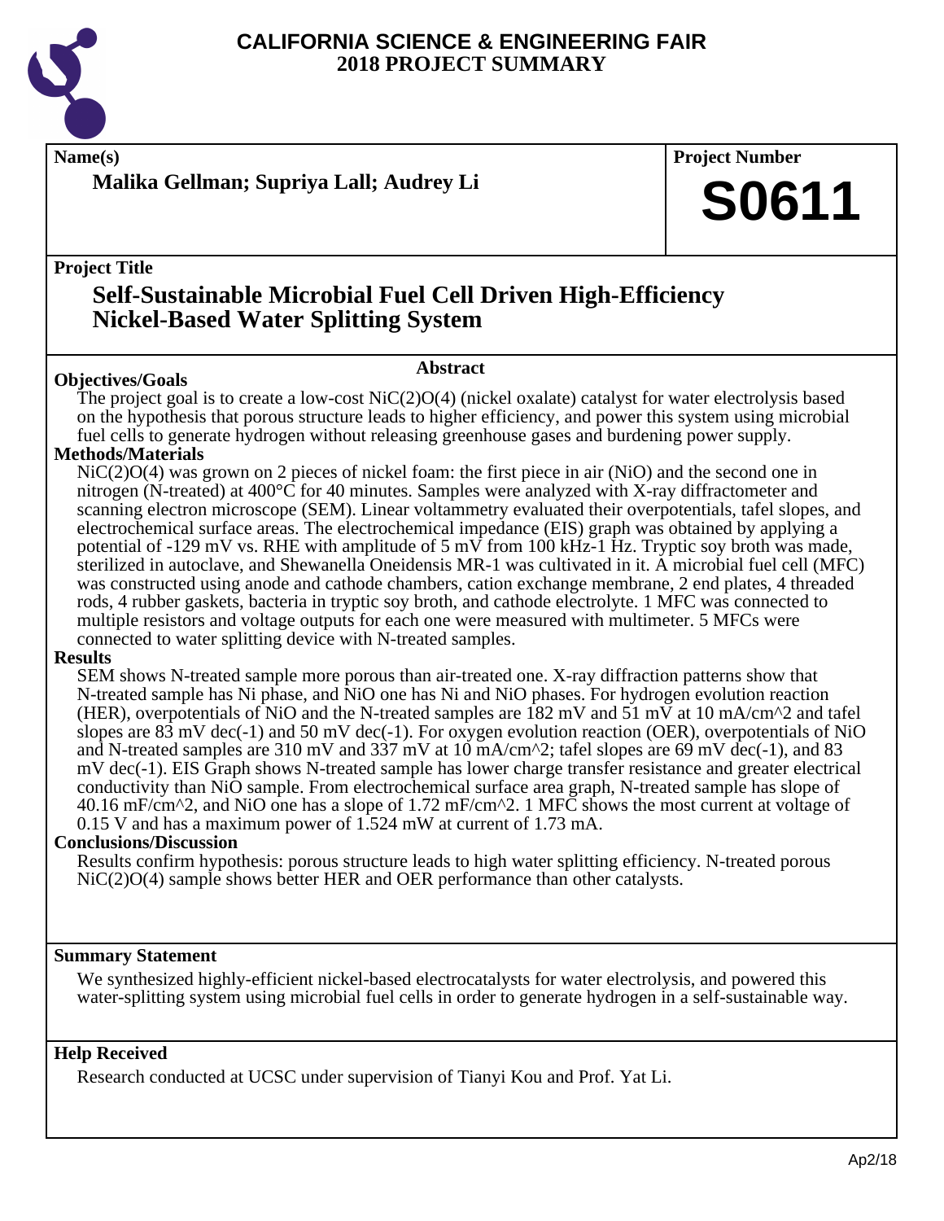# CALIFORNIA SCIENCE & ENGINEERING FAIR
# 2018 PROJECT SUMMARY

**Name(s)**

**Malika Gellman; Supriya Lall; Audrey Li**

**Project Number**

**S0611**

**Project Title**

## Self-Sustainable Microbial Fuel Cell Driven High-Efficiency Nickel-Based Water Splitting System

**Abstract**

**Objectives/Goals**

The project goal is to create a low-cost NiC(2)O(4) (nickel oxalate) catalyst for water electrolysis based on the hypothesis that porous structure leads to higher efficiency, and power this system using microbial fuel cells to generate hydrogen without releasing greenhouse gases and burdening power supply.

**Methods/Materials**

NiC(2)O(4) was grown on 2 pieces of nickel foam: the first piece in air (NiO) and the second one in nitrogen (N-treated) at 400°C for 40 minutes. Samples were analyzed with X-ray diffractometer and scanning electron microscope (SEM). Linear voltammetry evaluated their overpotentials, tafel slopes, and electrochemical surface areas. The electrochemical impedance (EIS) graph was obtained by applying a potential of -129 mV vs. RHE with amplitude of 5 mV from 100 kHz-1 Hz. Tryptic soy broth was made, sterilized in autoclave, and Shewanella Oneidensis MR-1 was cultivated in it. A microbial fuel cell (MFC) was constructed using anode and cathode chambers, cation exchange membrane, 2 end plates, 4 threaded rods, 4 rubber gaskets, bacteria in tryptic soy broth, and cathode electrolyte. 1 MFC was connected to multiple resistors and voltage outputs for each one were measured with multimeter. 5 MFCs were connected to water splitting device with N-treated samples.

**Results**

SEM shows N-treated sample more porous than air-treated one. X-ray diffraction patterns show that N-treated sample has Ni phase, and NiO one has Ni and NiO phases. For hydrogen evolution reaction (HER), overpotentials of NiO and the N-treated samples are 182 mV and 51 mV at 10 mA/cm^2 and tafel slopes are 83 mV dec(-1) and 50 mV dec(-1). For oxygen evolution reaction (OER), overpotentials of NiO and N-treated samples are 310 mV and 337 mV at 10 mA/cm^2; tafel slopes are 69 mV dec(-1), and 83 mV dec(-1). EIS Graph shows N-treated sample has lower charge transfer resistance and greater electrical conductivity than NiO sample. From electrochemical surface area graph, N-treated sample has slope of 40.16 mF/cm^2, and NiO one has a slope of 1.72 mF/cm^2. 1 MFC shows the most current at voltage of 0.15 V and has a maximum power of 1.524 mW at current of 1.73 mA.

**Conclusions/Discussion**

Results confirm hypothesis: porous structure leads to high water splitting efficiency. N-treated porous NiC(2)O(4) sample shows better HER and OER performance than other catalysts.

**Summary Statement**

We synthesized highly-efficient nickel-based electrocatalysts for water electrolysis, and powered this water-splitting system using microbial fuel cells in order to generate hydrogen in a self-sustainable way.

**Help Received**

Research conducted at UCSC under supervision of Tianyi Kou and Prof. Yat Li.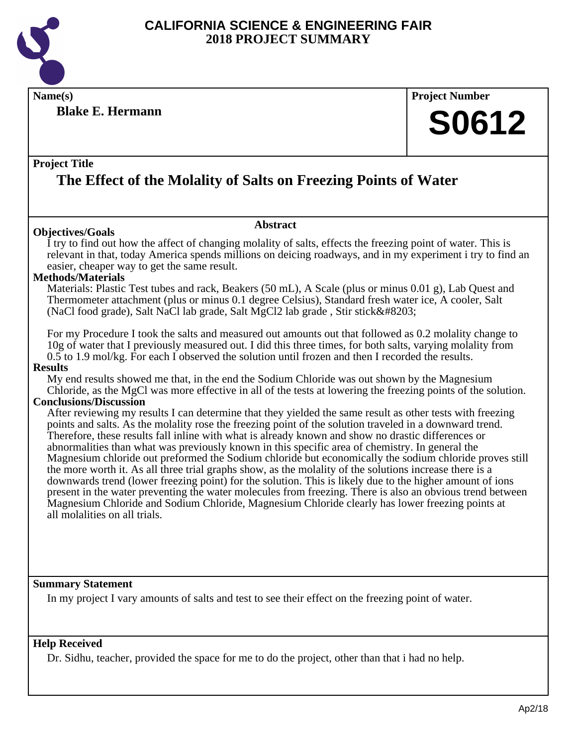# CALIFORNIA SCIENCE & ENGINEERING FAIR
# 2018 PROJECT SUMMARY

**Name(s)**

**Blake E. Hermann**

**Project Number**

**S0612**

**Project Title**

## The Effect of the Molality of Salts on Freezing Points of Water

### Abstract

**Objectives/Goals**

I try to find out how the affect of changing molality of salts, effects the freezing point of water. This is relevant in that, today America spends millions on deicing roadways, and in my experiment i try to find an easier, cheaper way to get the same result.

**Methods/Materials**

Materials: Plastic Test tubes and rack, Beakers (50 mL), A Scale (plus or minus 0.01 g), Lab Quest and Thermometer attachment (plus or minus 0.1 degree Celsius), Standard fresh water ice, A cooler, Salt (NaCl food grade), Salt NaCl lab grade, Salt $MgCl_2$ lab grade , Stir stick&#8203;

For my Procedure I took the salts and measured out amounts out that followed as 0.2 molality change to 10g of water that I previously measured out. I did this three times, for both salts, varying molality from 0.5 to 1.9 mol/kg. For each I observed the solution until frozen and then I recorded the results.

**Results**

My end results showed me that, in the end the Sodium Chloride was out shown by the Magnesium Chloride, as the MgCl was more effective in all of the tests at lowering the freezing points of the solution.

**Conclusions/Discussion**

After reviewing my results I can determine that they yielded the same result as other tests with freezing points and salts. As the molality rose the freezing point of the solution traveled in a downward trend. Therefore, these results fall inline with what is already known and show no drastic differences or abnormalities than what was previously known in this specific area of chemistry. In general the Magnesium chloride out preformed the Sodium chloride but economically the sodium chloride proves still the more worth it. As all three trial graphs show, as the molality of the solutions increase there is a downwards trend (lower freezing point) for the solution. This is likely due to the higher amount of ions present in the water preventing the water molecules from freezing. There is also an obvious trend between Magnesium Chloride and Sodium Chloride, Magnesium Chloride clearly has lower freezing points at all molalities on all trials.

**Summary Statement**

In my project I vary amounts of salts and test to see their effect on the freezing point of water.

**Help Received**

Dr. Sidhu, teacher, provided the space for me to do the project, other than that i had no help.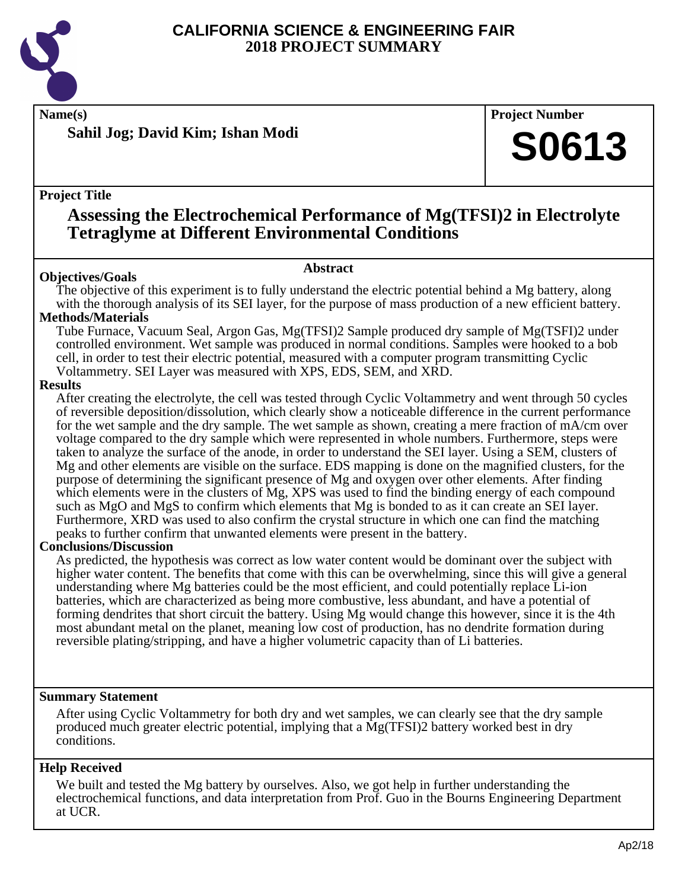# CALIFORNIA SCIENCE & ENGINEERING FAIR
## 2018 PROJECT SUMMARY

**Name(s)**

**Sahil Jog; David Kim; Ishan Modi**

**Project Number**

# S0613

**Project Title**

## Assessing the Electrochemical Performance of Mg(TFSI)2 in Electrolyte Tetraglyme at Different Environmental Conditions

### Abstract

**Objectives/Goals**

The objective of this experiment is to fully understand the electric potential behind a Mg battery, along with the thorough analysis of its SEI layer, for the purpose of mass production of a new efficient battery.

**Methods/Materials**

Tube Furnace, Vacuum Seal, Argon Gas, Mg(TFSI)2 Sample produced dry sample of Mg(TSFI)2 under controlled environment. Wet sample was produced in normal conditions. Samples were hooked to a bob cell, in order to test their electric potential, measured with a computer program transmitting Cyclic Voltammetry. SEI Layer was measured with XPS, EDS, SEM, and XRD.

**Results**

After creating the electrolyte, the cell was tested through Cyclic Voltammetry and went through 50 cycles of reversible deposition/dissolution, which clearly show a noticeable difference in the current performance for the wet sample and the dry sample. The wet sample as shown, creating a mere fraction of mA/cm over voltage compared to the dry sample which were represented in whole numbers. Furthermore, steps were taken to analyze the surface of the anode, in order to understand the SEI layer. Using a SEM, clusters of Mg and other elements are visible on the surface. EDS mapping is done on the magnified clusters, for the purpose of determining the significant presence of Mg and oxygen over other elements. After finding which elements were in the clusters of Mg, XPS was used to find the binding energy of each compound such as MgO and MgS to confirm which elements that Mg is bonded to as it can create an SEI layer. Furthermore, XRD was used to also confirm the crystal structure in which one can find the matching peaks to further confirm that unwanted elements were present in the battery.

**Conclusions/Discussion**

As predicted, the hypothesis was correct as low water content would be dominant over the subject with higher water content. The benefits that come with this can be overwhelming, since this will give a general understanding where Mg batteries could be the most efficient, and could potentially replace Li-ion batteries, which are characterized as being more combustive, less abundant, and have a potential of forming dendrites that short circuit the battery. Using Mg would change this however, since it is the 4th most abundant metal on the planet, meaning low cost of production, has no dendrite formation during reversible plating/stripping, and have a higher volumetric capacity than of Li batteries.

**Summary Statement**

After using Cyclic Voltammetry for both dry and wet samples, we can clearly see that the dry sample produced much greater electric potential, implying that a Mg(TFSI)2 battery worked best in dry conditions.

**Help Received**

We built and tested the Mg battery by ourselves. Also, we got help in further understanding the electrochemical functions, and data interpretation from Prof. Guo in the Bourns Engineering Department at UCR.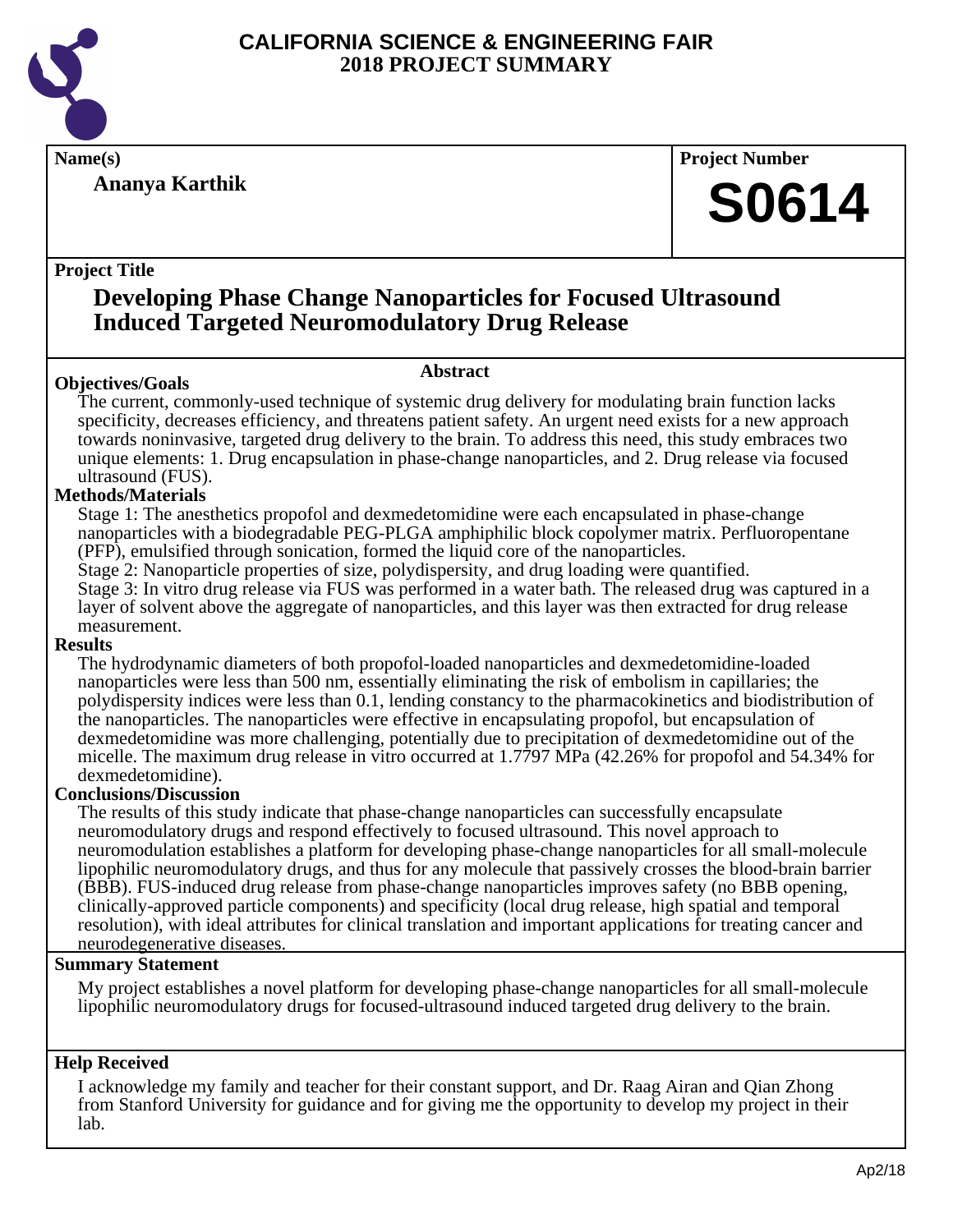# CALIFORNIA SCIENCE & ENGINEERING FAIR
## 2018 PROJECT SUMMARY

**Name(s)**

**Ananya Karthik**

**Project Number**

**S0614**

**Project Title**

## Developing Phase Change Nanoparticles for Focused Ultrasound Induced Targeted Neuromodulatory Drug Release

### Abstract

**Objectives/Goals**

The current, commonly-used technique of systemic drug delivery for modulating brain function lacks specificity, decreases efficiency, and threatens patient safety. An urgent need exists for a new approach towards noninvasive, targeted drug delivery to the brain. To address this need, this study embraces two unique elements: 1. Drug encapsulation in phase-change nanoparticles, and 2. Drug release via focused ultrasound (FUS).

**Methods/Materials**

Stage 1: The anesthetics propofol and dexmedetomidine were each encapsulated in phase-change nanoparticles with a biodegradable PEG-PLGA amphiphilic block copolymer matrix. Perfluoropentane (PFP), emulsified through sonication, formed the liquid core of the nanoparticles.

Stage 2: Nanoparticle properties of size, polydispersity, and drug loading were quantified.

Stage 3: In vitro drug release via FUS was performed in a water bath. The released drug was captured in a layer of solvent above the aggregate of nanoparticles, and this layer was then extracted for drug release measurement.

**Results**

The hydrodynamic diameters of both propofol-loaded nanoparticles and dexmedetomidine-loaded nanoparticles were less than 500 nm, essentially eliminating the risk of embolism in capillaries; the polydispersity indices were less than 0.1, lending constancy to the pharmacokinetics and biodistribution of the nanoparticles. The nanoparticles were effective in encapsulating propofol, but encapsulation of dexmedetomidine was more challenging, potentially due to precipitation of dexmedetomidine out of the micelle. The maximum drug release in vitro occurred at 1.7797 MPa (42.26% for propofol and 54.34% for dexmedetomidine).

**Conclusions/Discussion**

The results of this study indicate that phase-change nanoparticles can successfully encapsulate neuromodulatory drugs and respond effectively to focused ultrasound. This novel approach to neuromodulation establishes a platform for developing phase-change nanoparticles for all small-molecule lipophilic neuromodulatory drugs, and thus for any molecule that passively crosses the blood-brain barrier (BBB). FUS-induced drug release from phase-change nanoparticles improves safety (no BBB opening, clinically-approved particle components) and specificity (local drug release, high spatial and temporal resolution), with ideal attributes for clinical translation and important applications for treating cancer and neurodegenerative diseases.

**Summary Statement**

My project establishes a novel platform for developing phase-change nanoparticles for all small-molecule lipophilic neuromodulatory drugs for focused-ultrasound induced targeted drug delivery to the brain.

**Help Received**

I acknowledge my family and teacher for their constant support, and Dr. Raag Airan and Qian Zhong from Stanford University for guidance and for giving me the opportunity to develop my project in their lab.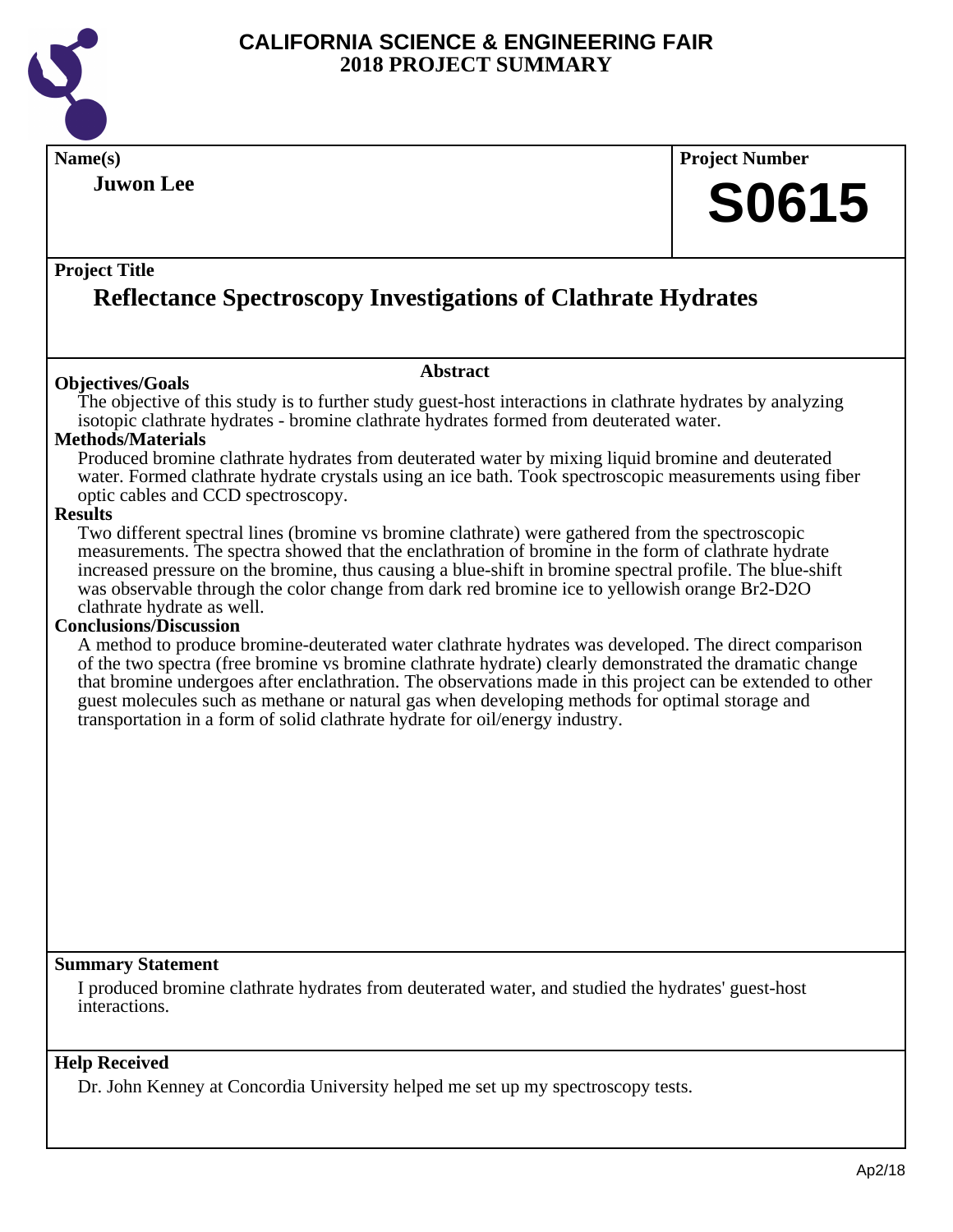# CALIFORNIA SCIENCE & ENGINEERING FAIR
## 2018 PROJECT SUMMARY

**Name(s)**

**Juwon Lee**

**Project Number**

**S0615**

**Project Title**

## Reflectance Spectroscopy Investigations of Clathrate Hydrates

### Abstract

**Objectives/Goals**

The objective of this study is to further study guest-host interactions in clathrate hydrates by analyzing isotopic clathrate hydrates - bromine clathrate hydrates formed from deuterated water.

**Methods/Materials**

Produced bromine clathrate hydrates from deuterated water by mixing liquid bromine and deuterated water. Formed clathrate hydrate crystals using an ice bath. Took spectroscopic measurements using fiber optic cables and CCD spectroscopy.

**Results**

Two different spectral lines (bromine vs bromine clathrate) were gathered from the spectroscopic measurements. The spectra showed that the enclathration of bromine in the form of clathrate hydrate increased pressure on the bromine, thus causing a blue-shift in bromine spectral profile. The blue-shift was observable through the color change from dark red bromine ice to yellowish orange $Br_2$-$D_2O$ clathrate hydrate as well.

**Conclusions/Discussion**

A method to produce bromine-deuterated water clathrate hydrates was developed. The direct comparison of the two spectra (free bromine vs bromine clathrate hydrate) clearly demonstrated the dramatic change that bromine undergoes after enclathration. The observations made in this project can be extended to other guest molecules such as methane or natural gas when developing methods for optimal storage and transportation in a form of solid clathrate hydrate for oil/energy industry.

**Summary Statement**

I produced bromine clathrate hydrates from deuterated water, and studied the hydrates' guest-host interactions.

**Help Received**

Dr. John Kenney at Concordia University helped me set up my spectroscopy tests.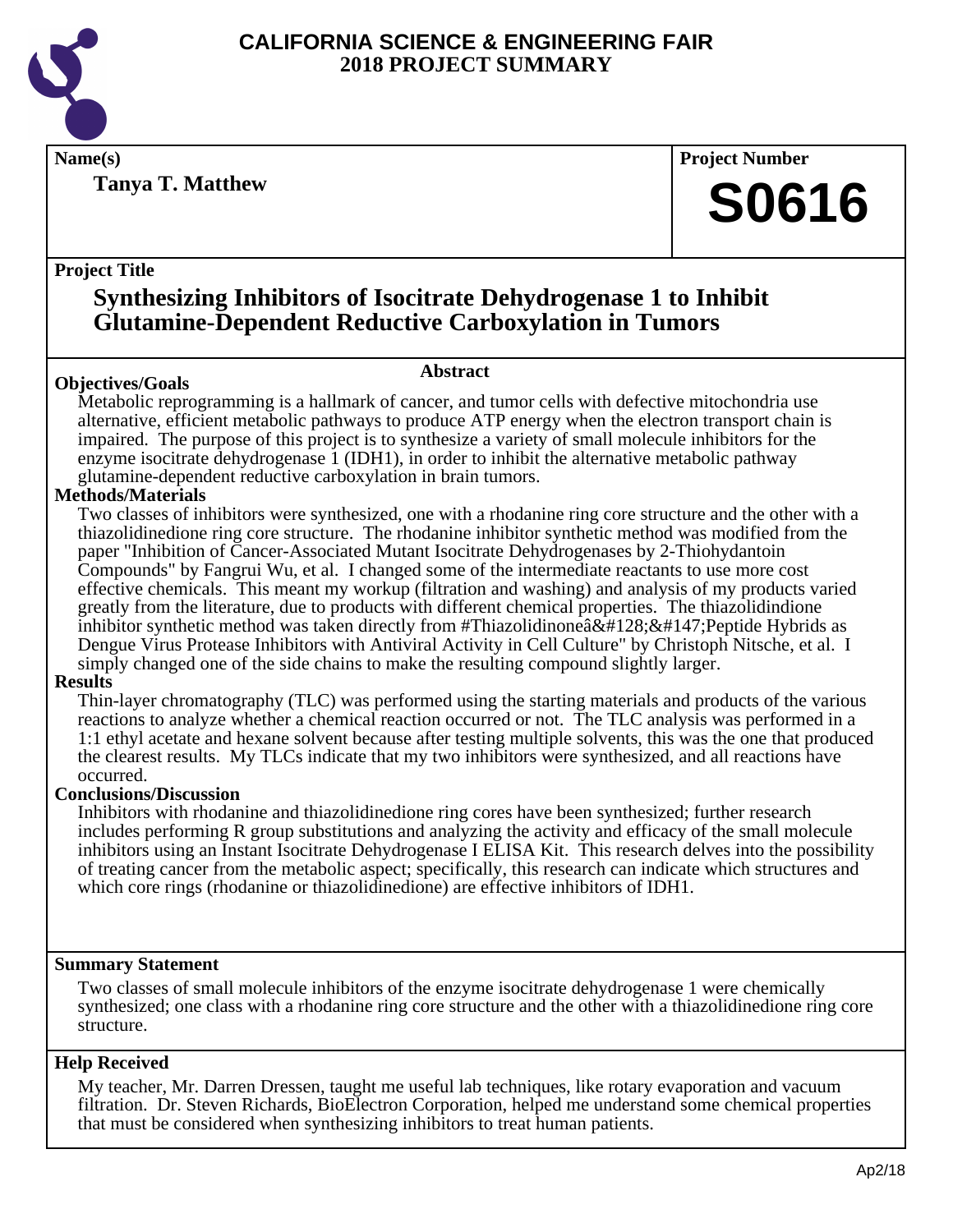# CALIFORNIA SCIENCE & ENGINEERING FAIR
## 2018 PROJECT SUMMARY

**Name(s)**

**Tanya T. Matthew**

**Project Number**

**S0616**

**Project Title**

## Synthesizing Inhibitors of Isocitrate Dehydrogenase 1 to Inhibit Glutamine-Dependent Reductive Carboxylation in Tumors

### Abstract

**Objectives/Goals**

Metabolic reprogramming is a hallmark of cancer, and tumor cells with defective mitochondria use alternative, efficient metabolic pathways to produce ATP energy when the electron transport chain is impaired. The purpose of this project is to synthesize a variety of small molecule inhibitors for the enzyme isocitrate dehydrogenase 1 (IDH1), in order to inhibit the alternative metabolic pathway glutamine-dependent reductive carboxylation in brain tumors.

**Methods/Materials**

Two classes of inhibitors were synthesized, one with a rhodanine ring core structure and the other with a thiazolidinedione ring core structure. The rhodanine inhibitor synthetic method was modified from the paper "Inhibition of Cancer-Associated Mutant Isocitrate Dehydrogenases by 2-Thiohydantoin Compounds" by Fangrui Wu, et al. I changed some of the intermediate reactants to use more cost effective chemicals. This meant my workup (filtration and washing) and analysis of my products varied greatly from the literature, due to products with different chemical properties. The thiazolidindione inhibitor synthetic method was taken directly from #Thiazolidinoneâ&#128;&#147;Peptide Hybrids as Dengue Virus Protease Inhibitors with Antiviral Activity in Cell Culture" by Christoph Nitsche, et al. I simply changed one of the side chains to make the resulting compound slightly larger.

**Results**

Thin-layer chromatography (TLC) was performed using the starting materials and products of the various reactions to analyze whether a chemical reaction occurred or not. The TLC analysis was performed in a 1:1 ethyl acetate and hexane solvent because after testing multiple solvents, this was the one that produced the clearest results. My TLCs indicate that my two inhibitors were synthesized, and all reactions have occurred.

**Conclusions/Discussion**

Inhibitors with rhodanine and thiazolidinedione ring cores have been synthesized; further research includes performing R group substitutions and analyzing the activity and efficacy of the small molecule inhibitors using an Instant Isocitrate Dehydrogenase I ELISA Kit. This research delves into the possibility of treating cancer from the metabolic aspect; specifically, this research can indicate which structures and which core rings (rhodanine or thiazolidinedione) are effective inhibitors of IDH1.

**Summary Statement**

Two classes of small molecule inhibitors of the enzyme isocitrate dehydrogenase 1 were chemically synthesized; one class with a rhodanine ring core structure and the other with a thiazolidinedione ring core structure.

**Help Received**

My teacher, Mr. Darren Dressen, taught me useful lab techniques, like rotary evaporation and vacuum filtration. Dr. Steven Richards, BioElectron Corporation, helped me understand some chemical properties that must be considered when synthesizing inhibitors to treat human patients.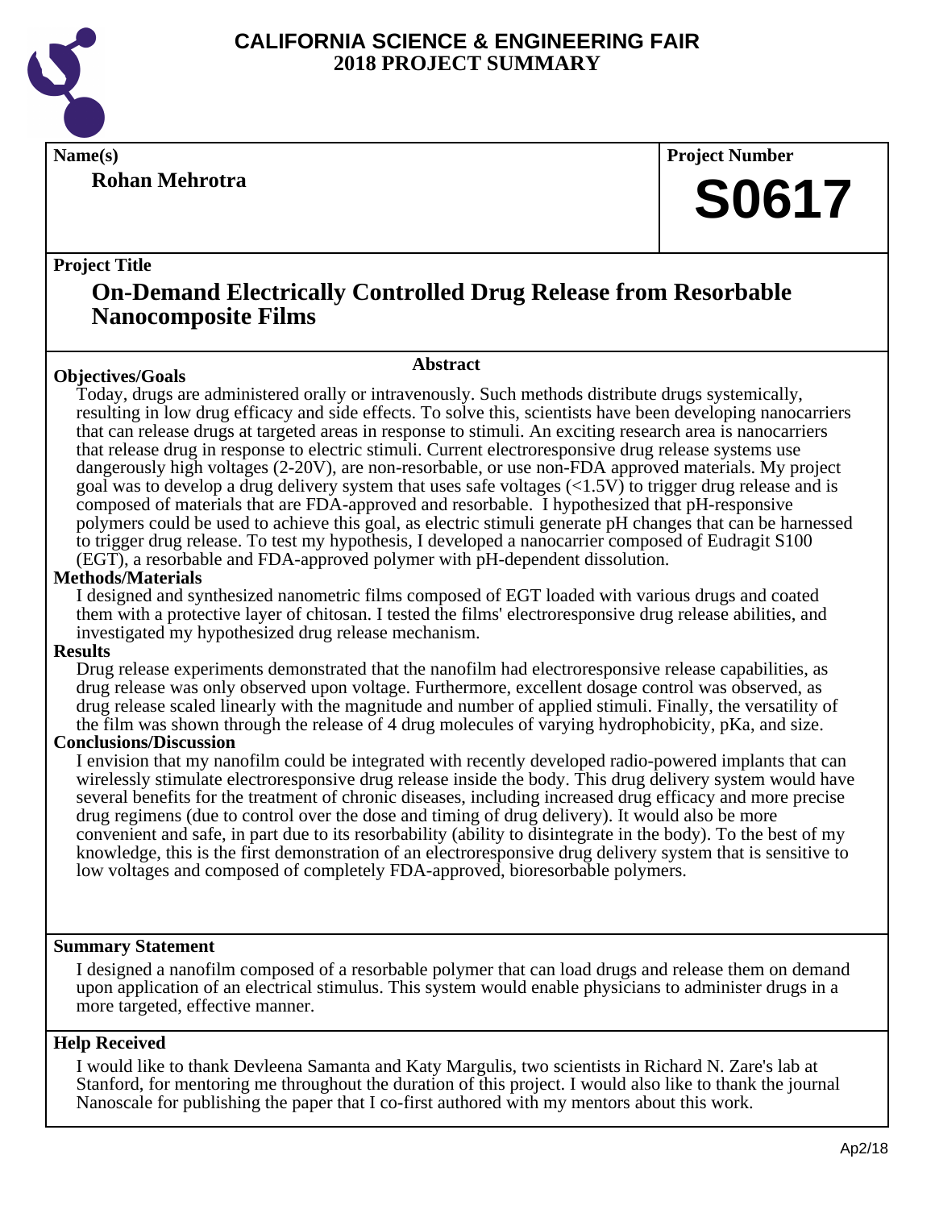# CALIFORNIA SCIENCE & ENGINEERING FAIR
## 2018 PROJECT SUMMARY

**Name(s)**

**Rohan Mehrotra**

**Project Number**

**S0617**

**Project Title**

## On-Demand Electrically Controlled Drug Release from Resorbable Nanocomposite Films

### Abstract

**Objectives/Goals**

Today, drugs are administered orally or intravenously. Such methods distribute drugs systemically, resulting in low drug efficacy and side effects. To solve this, scientists have been developing nanocarriers that can release drugs at targeted areas in response to stimuli. An exciting research area is nanocarriers that release drug in response to electric stimuli. Current electroresponsive drug release systems use dangerously high voltages (2-20V), are non-resorbable, or use non-FDA approved materials. My project goal was to develop a drug delivery system that uses safe voltages (<1.5V) to trigger drug release and is composed of materials that are FDA-approved and resorbable. I hypothesized that pH-responsive polymers could be used to achieve this goal, as electric stimuli generate pH changes that can be harnessed to trigger drug release. To test my hypothesis, I developed a nanocarrier composed of Eudragit S100 (EGT), a resorbable and FDA-approved polymer with pH-dependent dissolution.

**Methods/Materials**

I designed and synthesized nanometric films composed of EGT loaded with various drugs and coated them with a protective layer of chitosan. I tested the films' electroresponsive drug release abilities, and investigated my hypothesized drug release mechanism.

**Results**

Drug release experiments demonstrated that the nanofilm had electroresponsive release capabilities, as drug release was only observed upon voltage. Furthermore, excellent dosage control was observed, as drug release scaled linearly with the magnitude and number of applied stimuli. Finally, the versatility of the film was shown through the release of 4 drug molecules of varying hydrophobicity, pKa, and size.

**Conclusions/Discussion**

I envision that my nanofilm could be integrated with recently developed radio-powered implants that can wirelessly stimulate electroresponsive drug release inside the body. This drug delivery system would have several benefits for the treatment of chronic diseases, including increased drug efficacy and more precise drug regimens (due to control over the dose and timing of drug delivery). It would also be more convenient and safe, in part due to its resorbability (ability to disintegrate in the body). To the best of my knowledge, this is the first demonstration of an electroresponsive drug delivery system that is sensitive to low voltages and composed of completely FDA-approved, bioresorbable polymers.

**Summary Statement**

I designed a nanofilm composed of a resorbable polymer that can load drugs and release them on demand upon application of an electrical stimulus. This system would enable physicians to administer drugs in a more targeted, effective manner.

**Help Received**

I would like to thank Devleena Samanta and Katy Margulis, two scientists in Richard N. Zare's lab at Stanford, for mentoring me throughout the duration of this project. I would also like to thank the journal Nanoscale for publishing the paper that I co-first authored with my mentors about this work.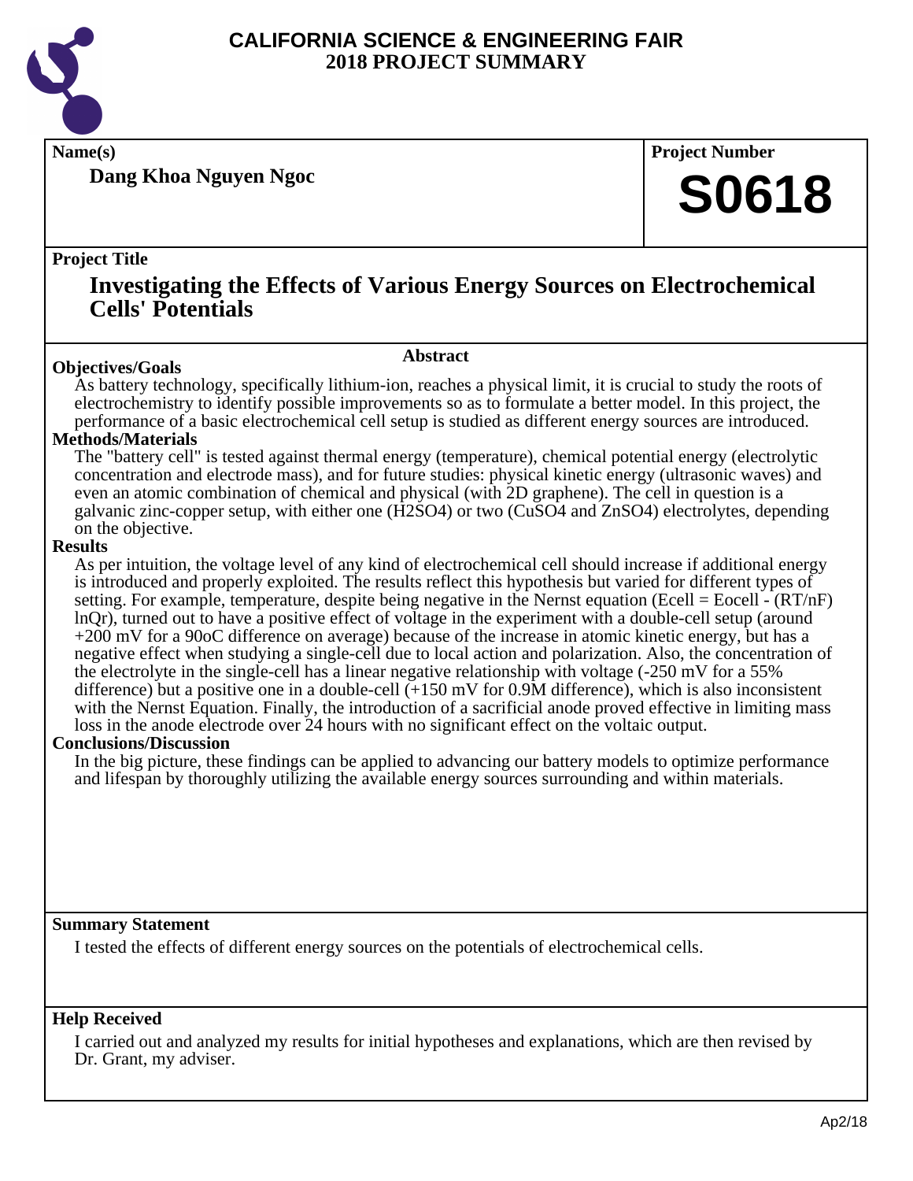# CALIFORNIA SCIENCE & ENGINEERING FAIR
# 2018 PROJECT SUMMARY

**Name(s)**

**Dang Khoa Nguyen Ngoc**

**Project Number**

**S0618**

**Project Title**

## Investigating the Effects of Various Energy Sources on Electrochemical Cells' Potentials

### Abstract

**Objectives/Goals**

As battery technology, specifically lithium-ion, reaches a physical limit, it is crucial to study the roots of electrochemistry to identify possible improvements so as to formulate a better model. In this project, the performance of a basic electrochemical cell setup is studied as different energy sources are introduced.

**Methods/Materials**

The "battery cell" is tested against thermal energy (temperature), chemical potential energy (electrolytic concentration and electrode mass), and for future studies: physical kinetic energy (ultrasonic waves) and even an atomic combination of chemical and physical (with 2D graphene). The cell in question is a galvanic zinc-copper setup, with either one ($H_2SO_4$) or two ($CuSO_4$ and $ZnSO_4$) electrolytes, depending on the objective.

**Results**

As per intuition, the voltage level of any kind of electrochemical cell should increase if additional energy is introduced and properly exploited. The results reflect this hypothesis but varied for different types of setting. For example, temperature, despite being negative in the Nernst equation ($E_{cell} = E^o_{cell} - (RT/nF) \ln Q_r$), turned out to have a positive effect of voltage in the experiment with a double-cell setup (around +200 mV for a 90oC difference on average) because of the increase in atomic kinetic energy, but has a negative effect when studying a single-cell due to local action and polarization. Also, the concentration of the electrolyte in the single-cell has a linear negative relationship with voltage (-250 mV for a 55% difference) but a positive one in a double-cell (+150 mV for 0.9M difference), which is also inconsistent with the Nernst Equation. Finally, the introduction of a sacrificial anode proved effective in limiting mass loss in the anode electrode over 24 hours with no significant effect on the voltaic output.

**Conclusions/Discussion**

In the big picture, these findings can be applied to advancing our battery models to optimize performance and lifespan by thoroughly utilizing the available energy sources surrounding and within materials.

**Summary Statement**

I tested the effects of different energy sources on the potentials of electrochemical cells.

**Help Received**

I carried out and analyzed my results for initial hypotheses and explanations, which are then revised by Dr. Grant, my adviser.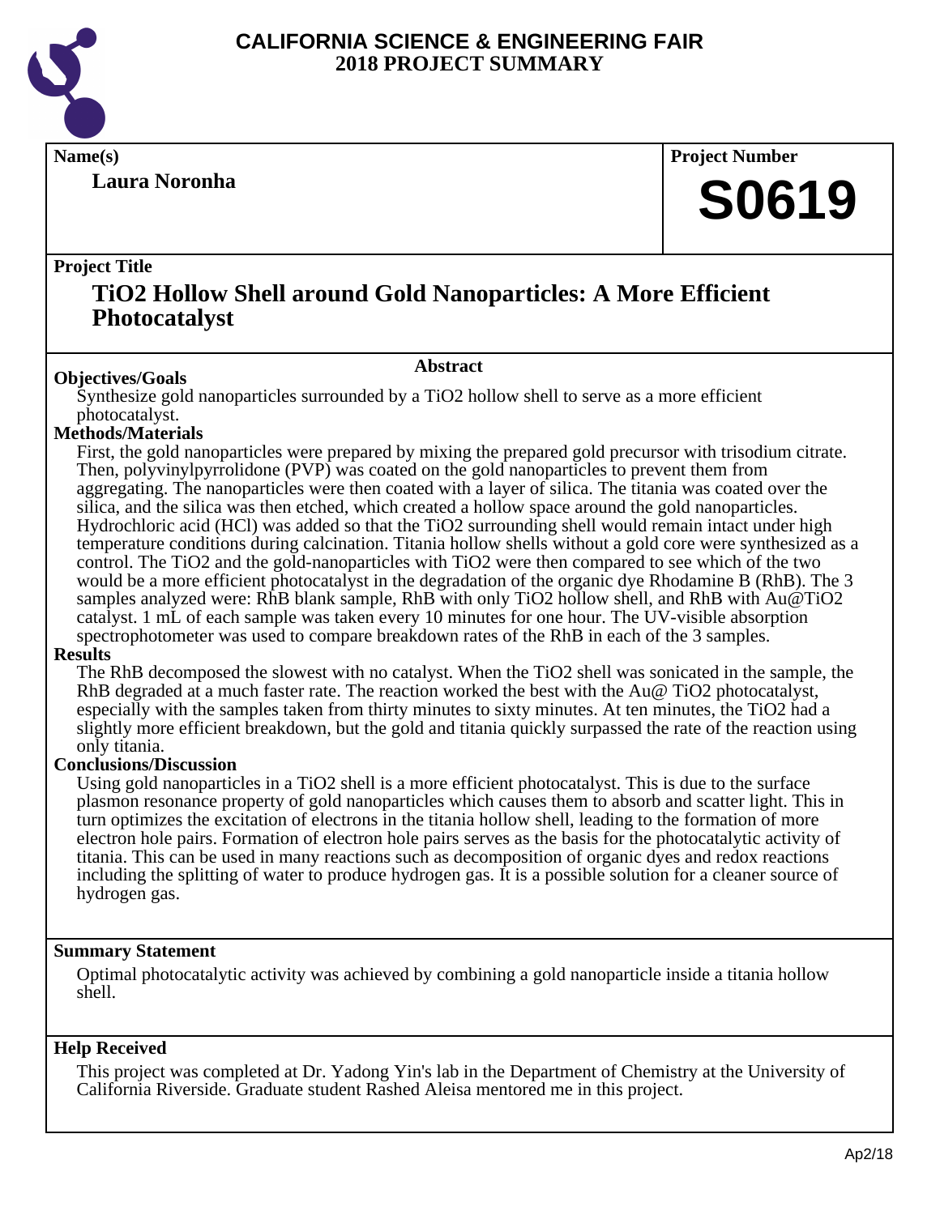# CALIFORNIA SCIENCE & ENGINEERING FAIR
# 2018 PROJECT SUMMARY

**Name(s)**

**Laura Noronha**

**Project Number**

**S0619**

**Project Title**

## TiO2 Hollow Shell around Gold Nanoparticles: A More Efficient Photocatalyst

**Abstract**

**Objectives/Goals**

Synthesize gold nanoparticles surrounded by a $TiO_2$ hollow shell to serve as a more efficient photocatalyst.

**Methods/Materials**

First, the gold nanoparticles were prepared by mixing the prepared gold precursor with trisodium citrate. Then, polyvinylpyrrolidone (PVP) was coated on the gold nanoparticles to prevent them from aggregating. The nanoparticles were then coated with a layer of silica. The titania was coated over the silica, and the silica was then etched, which created a hollow space around the gold nanoparticles. Hydrochloric acid (HCl) was added so that the $TiO_2$ surrounding shell would remain intact under high temperature conditions during calcination. Titania hollow shells without a gold core were synthesized as a control. The $TiO_2$ and the gold-nanoparticles with $TiO_2$ were then compared to see which of the two would be a more efficient photocatalyst in the degradation of the organic dye Rhodamine B (RhB). The 3 samples analyzed were: RhB blank sample, RhB with only $TiO_2$ hollow shell, and RhB with Au@$TiO_2$ catalyst. 1 mL of each sample was taken every 10 minutes for one hour. The UV-visible absorption spectrophotometer was used to compare breakdown rates of the RhB in each of the 3 samples.

**Results**

The RhB decomposed the slowest with no catalyst. When the $TiO_2$ shell was sonicated in the sample, the RhB degraded at a much faster rate. The reaction worked the best with the Au@ $TiO_2$ photocatalyst, especially with the samples taken from thirty minutes to sixty minutes. At ten minutes, the $TiO_2$ had a slightly more efficient breakdown, but the gold and titania quickly surpassed the rate of the reaction using only titania.

**Conclusions/Discussion**

Using gold nanoparticles in a $TiO_2$ shell is a more efficient photocatalyst. This is due to the surface plasmon resonance property of gold nanoparticles which causes them to absorb and scatter light. This in turn optimizes the excitation of electrons in the titania hollow shell, leading to the formation of more electron hole pairs. Formation of electron hole pairs serves as the basis for the photocatalytic activity of titania. This can be used in many reactions such as decomposition of organic dyes and redox reactions including the splitting of water to produce hydrogen gas. It is a possible solution for a cleaner source of hydrogen gas.

**Summary Statement**

Optimal photocatalytic activity was achieved by combining a gold nanoparticle inside a titania hollow shell.

**Help Received**

This project was completed at Dr. Yadong Yin's lab in the Department of Chemistry at the University of California Riverside. Graduate student Rashed Aleisa mentored me in this project.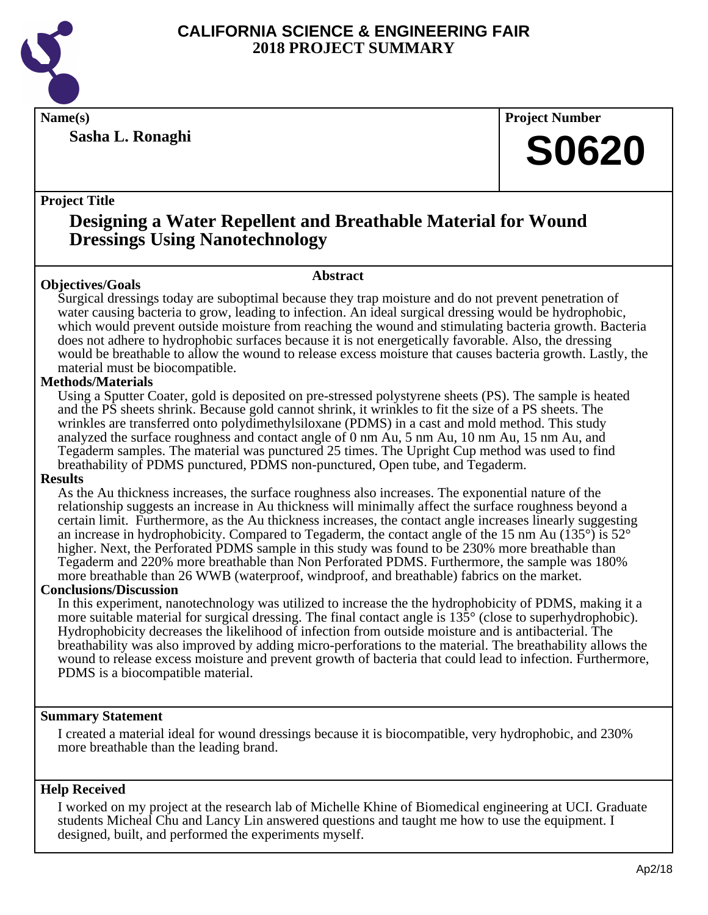# CALIFORNIA SCIENCE & ENGINEERING FAIR
# 2018 PROJECT SUMMARY

**Name(s)**

**Sasha L. Ronaghi**

**Project Number**

**S0620**

**Project Title**

## Designing a Water Repellent and Breathable Material for Wound Dressings Using Nanotechnology

### Abstract

**Objectives/Goals**

Surgical dressings today are suboptimal because they trap moisture and do not prevent penetration of water causing bacteria to grow, leading to infection. An ideal surgical dressing would be hydrophobic, which would prevent outside moisture from reaching the wound and stimulating bacteria growth. Bacteria does not adhere to hydrophobic surfaces because it is not energetically favorable. Also, the dressing would be breathable to allow the wound to release excess moisture that causes bacteria growth. Lastly, the material must be biocompatible.

**Methods/Materials**

Using a Sputter Coater, gold is deposited on pre-stressed polystyrene sheets (PS). The sample is heated and the PS sheets shrink. Because gold cannot shrink, it wrinkles to fit the size of a PS sheets. The wrinkles are transferred onto polydimethylsiloxane (PDMS) in a cast and mold method. This study analyzed the surface roughness and contact angle of 0 nm Au, 5 nm Au, 10 nm Au, 15 nm Au, and Tegaderm samples. The material was punctured 25 times. The Upright Cup method was used to find breathability of PDMS punctured, PDMS non-punctured, Open tube, and Tegaderm.

**Results**

As the Au thickness increases, the surface roughness also increases. The exponential nature of the relationship suggests an increase in Au thickness will minimally affect the surface roughness beyond a certain limit. Furthermore, as the Au thickness increases, the contact angle increases linearly suggesting an increase in hydrophobicity. Compared to Tegaderm, the contact angle of the 15 nm Au (135°) is 52° higher. Next, the Perforated PDMS sample in this study was found to be 230% more breathable than Tegaderm and 220% more breathable than Non Perforated PDMS. Furthermore, the sample was 180% more breathable than 26 WWB (waterproof, windproof, and breathable) fabrics on the market.

**Conclusions/Discussion**

In this experiment, nanotechnology was utilized to increase the the hydrophobicity of PDMS, making it a more suitable material for surgical dressing. The final contact angle is 135° (close to superhydrophobic). Hydrophobicity decreases the likelihood of infection from outside moisture and is antibacterial. The breathability was also improved by adding micro-perforations to the material. The breathability allows the wound to release excess moisture and prevent growth of bacteria that could lead to infection. Furthermore, PDMS is a biocompatible material.

**Summary Statement**

I created a material ideal for wound dressings because it is biocompatible, very hydrophobic, and 230% more breathable than the leading brand.

**Help Received**

I worked on my project at the research lab of Michelle Khine of Biomedical engineering at UCI. Graduate students Micheal Chu and Lancy Lin answered questions and taught me how to use the equipment. I designed, built, and performed the experiments myself.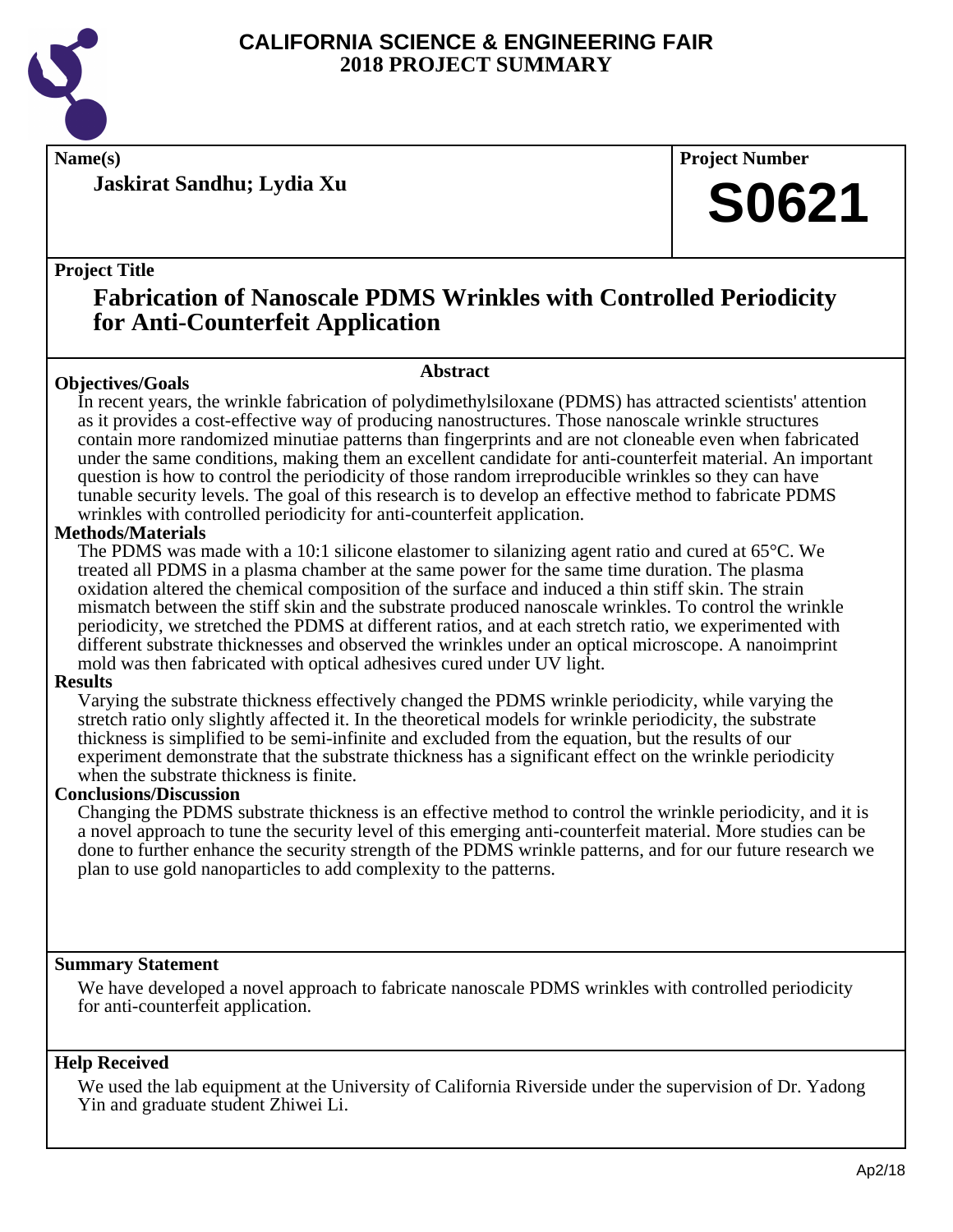# CALIFORNIA SCIENCE & ENGINEERING FAIR
## 2018 PROJECT SUMMARY

**Name(s)**

**Jaskirat Sandhu; Lydia Xu**

**Project Number**

**S0621**

**Project Title**

## Fabrication of Nanoscale PDMS Wrinkles with Controlled Periodicity for Anti-Counterfeit Application

### Abstract

**Objectives/Goals**

In recent years, the wrinkle fabrication of polydimethylsiloxane (PDMS) has attracted scientists' attention as it provides a cost-effective way of producing nanostructures. Those nanoscale wrinkle structures contain more randomized minutiae patterns than fingerprints and are not cloneable even when fabricated under the same conditions, making them an excellent candidate for anti-counterfeit material. An important question is how to control the periodicity of those random irreproducible wrinkles so they can have tunable security levels. The goal of this research is to develop an effective method to fabricate PDMS wrinkles with controlled periodicity for anti-counterfeit application.

**Methods/Materials**

The PDMS was made with a 10:1 silicone elastomer to silanizing agent ratio and cured at 65°C. We treated all PDMS in a plasma chamber at the same power for the same time duration. The plasma oxidation altered the chemical composition of the surface and induced a thin stiff skin. The strain mismatch between the stiff skin and the substrate produced nanoscale wrinkles. To control the wrinkle periodicity, we stretched the PDMS at different ratios, and at each stretch ratio, we experimented with different substrate thicknesses and observed the wrinkles under an optical microscope. A nanoimprint mold was then fabricated with optical adhesives cured under UV light.

**Results**

Varying the substrate thickness effectively changed the PDMS wrinkle periodicity, while varying the stretch ratio only slightly affected it. In the theoretical models for wrinkle periodicity, the substrate thickness is simplified to be semi-infinite and excluded from the equation, but the results of our experiment demonstrate that the substrate thickness has a significant effect on the wrinkle periodicity when the substrate thickness is finite.

**Conclusions/Discussion**

Changing the PDMS substrate thickness is an effective method to control the wrinkle periodicity, and it is a novel approach to tune the security level of this emerging anti-counterfeit material. More studies can be done to further enhance the security strength of the PDMS wrinkle patterns, and for our future research we plan to use gold nanoparticles to add complexity to the patterns.

**Summary Statement**

We have developed a novel approach to fabricate nanoscale PDMS wrinkles with controlled periodicity for anti-counterfeit application.

**Help Received**

We used the lab equipment at the University of California Riverside under the supervision of Dr. Yadong Yin and graduate student Zhiwei Li.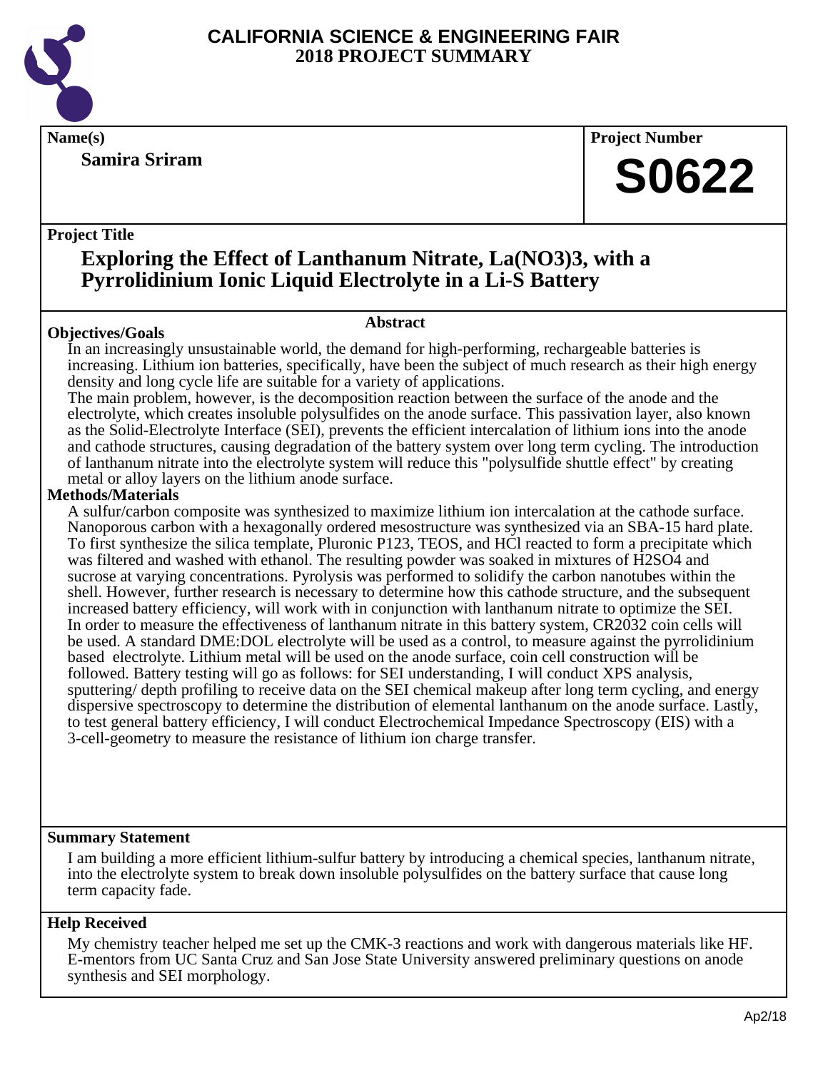# CALIFORNIA SCIENCE & ENGINEERING FAIR
## 2018 PROJECT SUMMARY

**Name(s)**

**Samira Sriram**

**Project Number**

**S0622**

**Project Title**

## Exploring the Effect of Lanthanum Nitrate, $La(NO_3)_3$, with a Pyrrolidinium Ionic Liquid Electrolyte in a Li-S Battery

### Abstract

**Objectives/Goals**

In an increasingly unsustainable world, the demand for high-performing, rechargeable batteries is increasing. Lithium ion batteries, specifically, have been the subject of much research as their high energy density and long cycle life are suitable for a variety of applications.

The main problem, however, is the decomposition reaction between the surface of the anode and the electrolyte, which creates insoluble polysulfides on the anode surface. This passivation layer, also known as the Solid-Electrolyte Interface (SEI), prevents the efficient intercalation of lithium ions into the anode and cathode structures, causing degradation of the battery system over long term cycling. The introduction of lanthanum nitrate into the electrolyte system will reduce this "polysulfide shuttle effect" by creating metal or alloy layers on the lithium anode surface.

**Methods/Materials**

A sulfur/carbon composite was synthesized to maximize lithium ion intercalation at the cathode surface. Nanoporous carbon with a hexagonally ordered mesostructure was synthesized via an SBA-15 hard plate. To first synthesize the silica template, Pluronic P123, TEOS, and HCl reacted to form a precipitate which was filtered and washed with ethanol. The resulting powder was soaked in mixtures of $H_2SO_4$ and sucrose at varying concentrations. Pyrolysis was performed to solidify the carbon nanotubes within the shell. However, further research is necessary to determine how this cathode structure, and the subsequent increased battery efficiency, will work with in conjunction with lanthanum nitrate to optimize the SEI. In order to measure the effectiveness of lanthanum nitrate in this battery system, CR2032 coin cells will be used. A standard DME:DOL electrolyte will be used as a control, to measure against the pyrrolidinium based electrolyte. Lithium metal will be used on the anode surface, coin cell construction will be followed. Battery testing will go as follows: for SEI understanding, I will conduct XPS analysis, sputtering/ depth profiling to receive data on the SEI chemical makeup after long term cycling, and energy dispersive spectroscopy to determine the distribution of elemental lanthanum on the anode surface. Lastly, to test general battery efficiency, I will conduct Electrochemical Impedance Spectroscopy (EIS) with a 3-cell-geometry to measure the resistance of lithium ion charge transfer.

**Summary Statement**

I am building a more efficient lithium-sulfur battery by introducing a chemical species, lanthanum nitrate, into the electrolyte system to break down insoluble polysulfides on the battery surface that cause long term capacity fade.

**Help Received**

My chemistry teacher helped me set up the CMK-3 reactions and work with dangerous materials like HF. E-mentors from UC Santa Cruz and San Jose State University answered preliminary questions on anode synthesis and SEI morphology.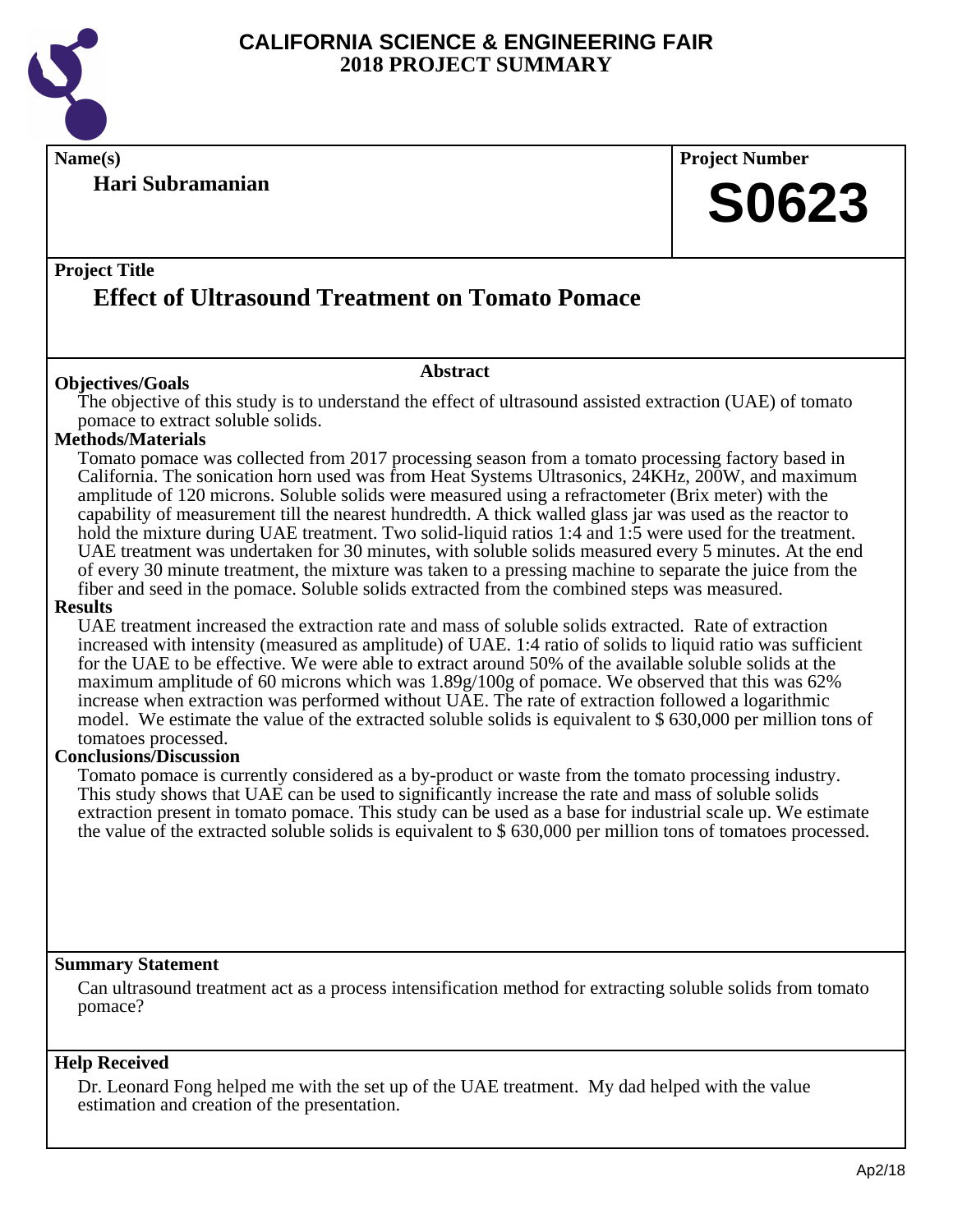# CALIFORNIA SCIENCE & ENGINEERING FAIR
# 2018 PROJECT SUMMARY

**Name(s)**

**Hari Subramanian**

**Project Number**

# S0623

**Project Title**

## Effect of Ultrasound Treatment on Tomato Pomace

### Abstract

**Objectives/Goals**

The objective of this study is to understand the effect of ultrasound assisted extraction (UAE) of tomato pomace to extract soluble solids.

**Methods/Materials**

Tomato pomace was collected from 2017 processing season from a tomato processing factory based in California. The sonication horn used was from Heat Systems Ultrasonics, 24KHz, 200W, and maximum amplitude of 120 microns. Soluble solids were measured using a refractometer (Brix meter) with the capability of measurement till the nearest hundredth. A thick walled glass jar was used as the reactor to hold the mixture during UAE treatment. Two solid-liquid ratios 1:4 and 1:5 were used for the treatment. UAE treatment was undertaken for 30 minutes, with soluble solids measured every 5 minutes. At the end of every 30 minute treatment, the mixture was taken to a pressing machine to separate the juice from the fiber and seed in the pomace. Soluble solids extracted from the combined steps was measured.

**Results**

UAE treatment increased the extraction rate and mass of soluble solids extracted. Rate of extraction increased with intensity (measured as amplitude) of UAE. 1:4 ratio of solids to liquid ratio was sufficient for the UAE to be effective. We were able to extract around 50% of the available soluble solids at the maximum amplitude of 60 microns which was 1.89g/100g of pomace. We observed that this was 62% increase when extraction was performed without UAE. The rate of extraction followed a logarithmic model. We estimate the value of the extracted soluble solids is equivalent to $ 630,000 per million tons of tomatoes processed.

**Conclusions/Discussion**

Tomato pomace is currently considered as a by-product or waste from the tomato processing industry. This study shows that UAE can be used to significantly increase the rate and mass of soluble solids extraction present in tomato pomace. This study can be used as a base for industrial scale up. We estimate the value of the extracted soluble solids is equivalent to $ 630,000 per million tons of tomatoes processed.

**Summary Statement**

Can ultrasound treatment act as a process intensification method for extracting soluble solids from tomato pomace?

**Help Received**

Dr. Leonard Fong helped me with the set up of the UAE treatment. My dad helped with the value estimation and creation of the presentation.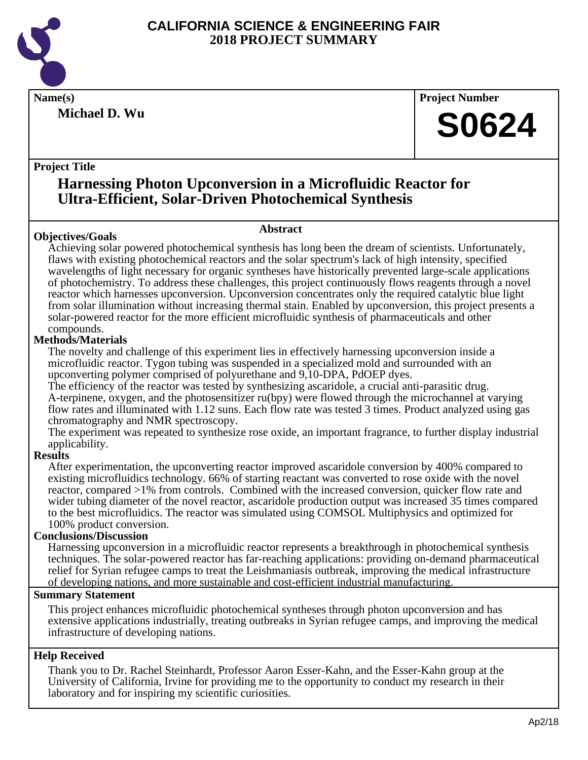# CALIFORNIA SCIENCE & ENGINEERING FAIR
## 2018 PROJECT SUMMARY

**Name(s)**
**Michael D. Wu**

**Project Number**
**S0624**

**Project Title**
## Harnessing Photon Upconversion in a Microfluidic Reactor for Ultra-Efficient, Solar-Driven Photochemical Synthesis

### Abstract

**Objectives/Goals**

Achieving solar powered photochemical synthesis has long been the dream of scientists. Unfortunately, flaws with existing photochemical reactors and the solar spectrum's lack of high intensity, specified wavelengths of light necessary for organic syntheses have historically prevented large-scale applications of photochemistry. To address these challenges, this project continuously flows reagents through a novel reactor which harnesses upconversion. Upconversion concentrates only the required catalytic blue light from solar illumination without increasing thermal stain. Enabled by upconversion, this project presents a solar-powered reactor for the more efficient microfluidic synthesis of pharmaceuticals and other compounds.

**Methods/Materials**

The novelty and challenge of this experiment lies in effectively harnessing upconversion inside a microfluidic reactor. Tygon tubing was suspended in a specialized mold and surrounded with an upconverting polymer comprised of polyurethane and 9,10-DPA, PdOEP dyes.
The efficiency of the reactor was tested by synthesizing ascaridole, a crucial anti-parasitic drug.
A-terpinene, oxygen, and the photosensitizer ru(bpy) were flowed through the microchannel at varying flow rates and illuminated with 1.12 suns. Each flow rate was tested 3 times. Product analyzed using gas chromatography and NMR spectroscopy.
The experiment was repeated to synthesize rose oxide, an important fragrance, to further display industrial applicability.

**Results**

After experimentation, the upconverting reactor improved ascaridole conversion by 400% compared to existing microfluidics technology. 66% of starting reactant was converted to rose oxide with the novel reactor, compared >1% from controls. Combined with the increased conversion, quicker flow rate and wider tubing diameter of the novel reactor, ascaridole production output was increased 35 times compared to the best microfluidics. The reactor was simulated using COMSOL Multiphysics and optimized for 100% product conversion.

**Conclusions/Discussion**

Harnessing upconversion in a microfluidic reactor represents a breakthrough in photochemical synthesis techniques. The solar-powered reactor has far-reaching applications: providing on-demand pharmaceutical relief for Syrian refugee camps to treat the Leishmaniasis outbreak, improving the medical infrastructure of developing nations, and more sustainable and cost-efficient industrial manufacturing.

**Summary Statement**

This project enhances microfluidic photochemical syntheses through photon upconversion and has extensive applications industrially, treating outbreaks in Syrian refugee camps, and improving the medical infrastructure of developing nations.

**Help Received**

Thank you to Dr. Rachel Steinhardt, Professor Aaron Esser-Kahn, and the Esser-Kahn group at the University of California, Irvine for providing me to the opportunity to conduct my research in their laboratory and for inspiring my scientific curiosities.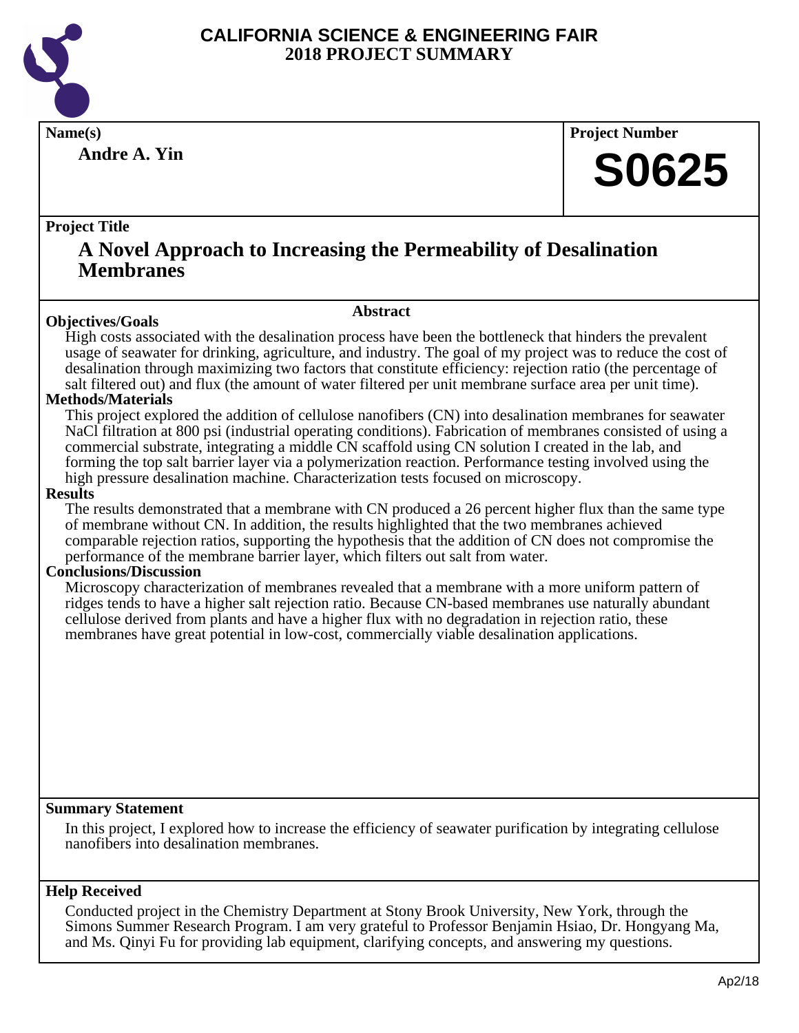# CALIFORNIA SCIENCE & ENGINEERING FAIR
## 2018 PROJECT SUMMARY

**Name(s)**

**Andre A. Yin**

**Project Number**

**S0625**

**Project Title**

## A Novel Approach to Increasing the Permeability of Desalination Membranes

### Abstract

**Objectives/Goals**

High costs associated with the desalination process have been the bottleneck that hinders the prevalent usage of seawater for drinking, agriculture, and industry. The goal of my project was to reduce the cost of desalination through maximizing two factors that constitute efficiency: rejection ratio (the percentage of salt filtered out) and flux (the amount of water filtered per unit membrane surface area per unit time).

**Methods/Materials**

This project explored the addition of cellulose nanofibers (CN) into desalination membranes for seawater NaCl filtration at 800 psi (industrial operating conditions). Fabrication of membranes consisted of using a commercial substrate, integrating a middle CN scaffold using CN solution I created in the lab, and forming the top salt barrier layer via a polymerization reaction. Performance testing involved using the high pressure desalination machine. Characterization tests focused on microscopy.

**Results**

The results demonstrated that a membrane with CN produced a 26 percent higher flux than the same type of membrane without CN. In addition, the results highlighted that the two membranes achieved comparable rejection ratios, supporting the hypothesis that the addition of CN does not compromise the performance of the membrane barrier layer, which filters out salt from water.

**Conclusions/Discussion**

Microscopy characterization of membranes revealed that a membrane with a more uniform pattern of ridges tends to have a higher salt rejection ratio. Because CN-based membranes use naturally abundant cellulose derived from plants and have a higher flux with no degradation in rejection ratio, these membranes have great potential in low-cost, commercially viable desalination applications.

**Summary Statement**

In this project, I explored how to increase the efficiency of seawater purification by integrating cellulose nanofibers into desalination membranes.

**Help Received**

Conducted project in the Chemistry Department at Stony Brook University, New York, through the Simons Summer Research Program. I am very grateful to Professor Benjamin Hsiao, Dr. Hongyang Ma, and Ms. Qinyi Fu for providing lab equipment, clarifying concepts, and answering my questions.